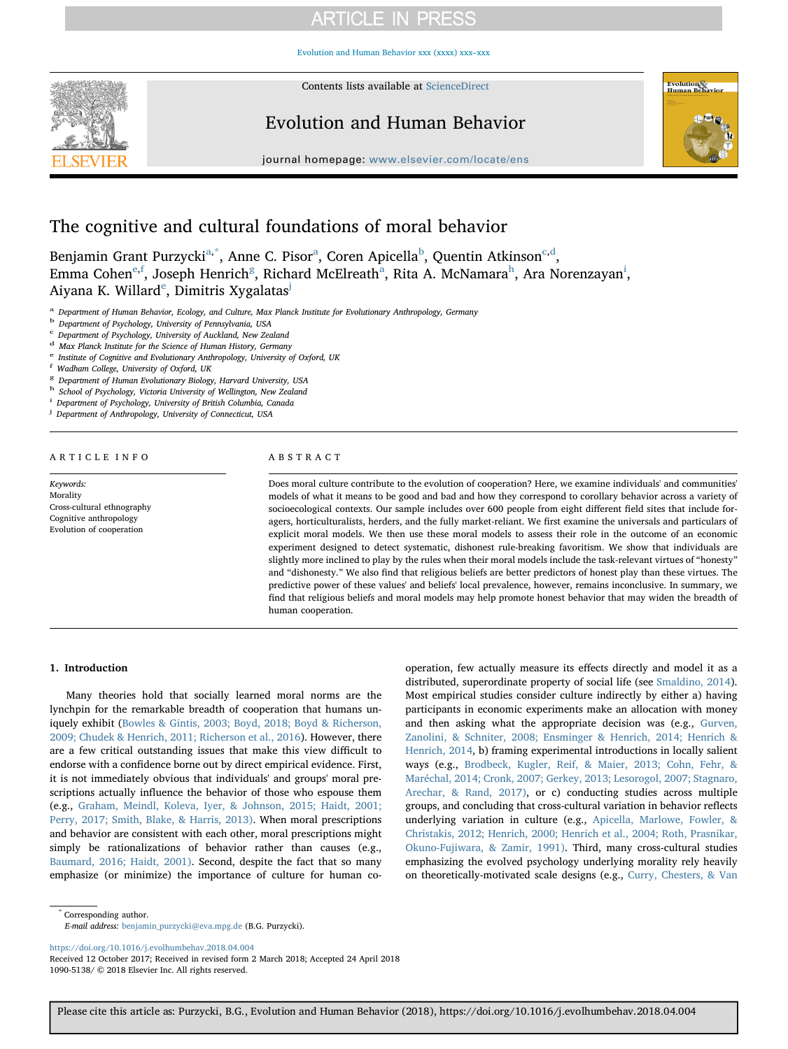# The cognitive and cultural foundations of moral behavior

Benjamin Grant Purzycki[a,*], Anne C. Pisor[a], Coren Apicella[b], Quentin Atkinson[c,d], Emma Cohen[e,f], Joseph Henrich[g], Richard McElreath[a], Rita A. McNamara[h], Ara Norenzayan[i], Aiyana K. Willard[e], Dimitris Xygalatas[j]

[a] Department of Human Behavior, Ecology, and Culture, Max Planck Institute for Evolutionary Anthropology, Germany
[b] Department of Psychology, University of Pennsylvania, USA
[c] Department of Psychology, University of Auckland, New Zealand
[d] Max Planck Institute for the Science of Human History, Germany
[e] Institute of Cognitive and Evolutionary Anthropology, University of Oxford, UK
[f] Wadham College, University of Oxford, UK
[g] Department of Human Evolutionary Biology, Harvard University, USA
[h] School of Psychology, Victoria University of Wellington, New Zealand
[i] Department of Psychology, University of British Columbia, Canada
[j] Department of Anthropology, University of Connecticut, USA

## ARTICLE INFO

*Keywords:*
Morality
Cross-cultural ethnography
Cognitive anthropology
Evolution of cooperation

## ABSTRACT

Does moral culture contribute to the evolution of cooperation? Here, we examine individuals' and communities' models of what it means to be good and bad and how they correspond to corollary behavior across a variety of socioecological contexts. Our sample includes over 600 people from eight different field sites that include foragers, horticulturalists, herders, and the fully market-reliant. We first examine the universals and particulars of explicit moral models. We then use these moral models to assess their role in the outcome of an economic experiment designed to detect systematic, dishonest rule-breaking favoritism. We show that individuals are slightly more inclined to play by the rules when their moral models include the task-relevant virtues of "honesty" and "dishonesty." We also find that religious beliefs are better predictors of honest play than these virtues. The predictive power of these values' and beliefs' local prevalence, however, remains inconclusive. In summary, we find that religious beliefs and moral models may help promote honest behavior that may widen the breadth of human cooperation.

## 1. Introduction

Many theories hold that socially learned moral norms are the lynchpin for the remarkable breadth of cooperation that humans uniquely exhibit (Bowles & Gintis, 2003; Boyd, 2018; Boyd & Richerson, 2009; Chudek & Henrich, 2011; Richerson et al., 2016). However, there are a few critical outstanding issues that make this view difficult to endorse with a confidence borne out by direct empirical evidence. First, it is not immediately obvious that individuals' and groups' moral prescriptions actually influence the behavior of those who espouse them (e.g., Graham, Meindl, Koleva, Iyer, & Johnson, 2015; Haidt, 2001; Perry, 2017; Smith, Blake, & Harris, 2013). When moral prescriptions and behavior are consistent with each other, moral prescriptions might simply be rationalizations of behavior rather than causes (e.g., Baumard, 2016; Haidt, 2001). Second, despite the fact that so many emphasize (or minimize) the importance of culture for human cooperation, few actually measure its effects directly and model it as a distributed, superordinate property of social life (see Smaldino, 2014). Most empirical studies consider culture indirectly by either a) having participants in economic experiments make an allocation with money and then asking what the appropriate decision was (e.g., Gurven, Zanolini, & Schniter, 2008; Ensminger & Henrich, 2014; Henrich & Henrich, 2014), b) framing experimental introductions in locally salient ways (e.g., Brodbeck, Kugler, Reif, & Maier, 2013; Cohn, Fehr, & Maréchal, 2014; Cronk, 2007; Gerkey, 2013; Lesorogol, 2007; Stagnaro, Arechar, & Rand, 2017), or c) conducting studies across multiple groups, and concluding that cross-cultural variation in behavior reflects underlying variation in culture (e.g., Apicella, Marlowe, Fowler, & Christakis, 2012; Henrich, 2000; Henrich et al., 2004; Roth, Prasnikar, Okuno-Fujiwara, & Zamir, 1991). Third, many cross-cultural studies emphasizing the evolved psychology underlying morality rely heavily on theoretically-motivated scale designs (e.g., Curry, Chesters, & Van

\* Corresponding author.
*E-mail address:* benjamin_purzycki@eva.mpg.de (B.G. Purzycki).

https://doi.org/10.1016/j.evolhumbehav.2018.04.004
Received 12 October 2017; Received in revised form 2 March 2018; Accepted 24 April 2018
1090-5138/ © 2018 Elsevier Inc. All rights reserved.

Please cite this article as: Purzycki, B.G., Evolution and Human Behavior (2018), https://doi.org/10.1016/j.evolhumbehav.2018.04.004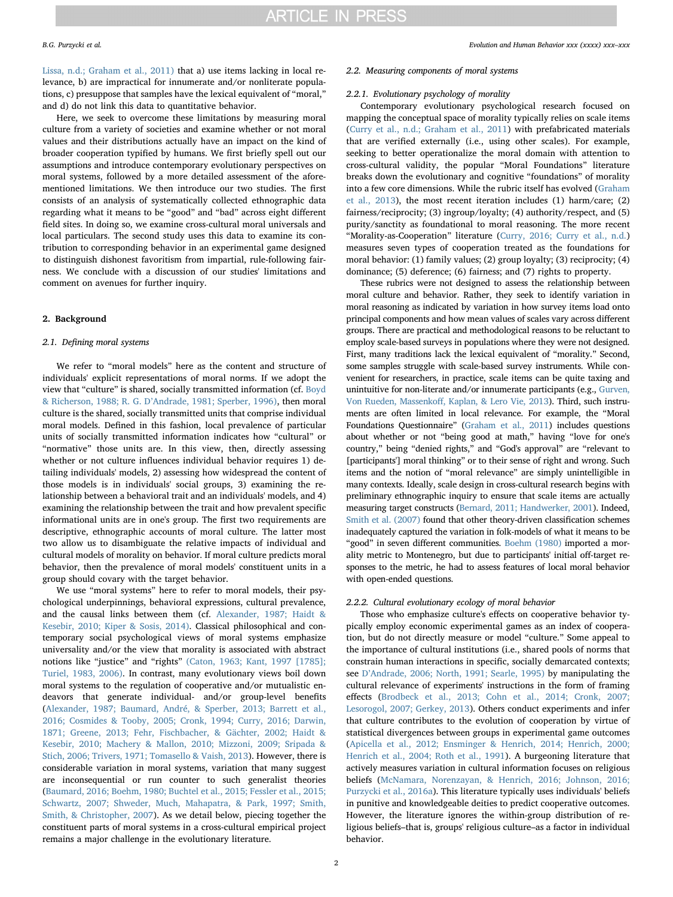Lissa, n.d.; Graham et al., 2011) that a) use items lacking in local relevance, b) are impractical for innumerate and/or nonliterate populations, c) presuppose that samples have the lexical equivalent of "moral," and d) do not link this data to quantitative behavior.

Here, we seek to overcome these limitations by measuring moral culture from a variety of societies and examine whether or not moral values and their distributions actually have an impact on the kind of broader cooperation typified by humans. We first briefly spell out our assumptions and introduce contemporary evolutionary perspectives on moral systems, followed by a more detailed assessment of the aforementioned limitations. We then introduce our two studies. The first consists of an analysis of systematically collected ethnographic data regarding what it means to be "good" and "bad" across eight different field sites. In doing so, we examine cross-cultural moral universals and local particulars. The second study uses this data to examine its contribution to corresponding behavior in an experimental game designed to distinguish dishonest favoritism from impartial, rule-following fairness. We conclude with a discussion of our studies' limitations and comment on avenues for further inquiry.

## 2. Background

### 2.1. Defining moral systems

We refer to "moral models" here as the content and structure of individuals' explicit representations of moral norms. If we adopt the view that "culture" is shared, socially transmitted information (cf. Boyd & Richerson, 1988; R. G. D'Andrade, 1981; Sperber, 1996), then moral culture is the shared, socially transmitted units that comprise individual moral models. Defined in this fashion, local prevalence of particular units of socially transmitted information indicates how "cultural" or "normative" those units are. In this view, then, directly assessing whether or not culture influences individual behavior requires 1) detailing individuals' models, 2) assessing how widespread the content of those models is in individuals' social groups, 3) examining the relationship between a behavioral trait and an individuals' models, and 4) examining the relationship between the trait and how prevalent specific informational units are in one's group. The first two requirements are descriptive, ethnographic accounts of moral culture. The latter most two allow us to disambiguate the relative impacts of individual and cultural models of morality on behavior. If moral culture predicts moral behavior, then the prevalence of moral models' constituent units in a group should covary with the target behavior.

We use "moral systems" here to refer to moral models, their psychological underpinnings, behavioral expressions, cultural prevalence, and the causal links between them (cf. Alexander, 1987; Haidt & Kesebir, 2010; Kiper & Sosis, 2014). Classical philosophical and contemporary social psychological views of moral systems emphasize universality and/or the view that morality is associated with abstract notions like "justice" and "rights" (Caton, 1963; Kant, 1997 [1785]; Turiel, 1983, 2006). In contrast, many evolutionary views boil down moral systems to the regulation of cooperative and/or mutualistic endeavors that generate individual- and/or group-level benefits (Alexander, 1987; Baumard, André, & Sperber, 2013; Barrett et al., 2016; Cosmides & Tooby, 2005; Cronk, 1994; Curry, 2016; Darwin, 1871; Greene, 2013; Fehr, Fischbacher, & Gächter, 2002; Haidt & Kesebir, 2010; Machery & Mallon, 2010; Mizzoni, 2009; Sripada & Stich, 2006; Trivers, 1971; Tomasello & Vaish, 2013). However, there is considerable variation in moral systems, variation that many suggest are inconsequential or run counter to such generalist theories (Baumard, 2016; Boehm, 1980; Buchtel et al., 2015; Fessler et al., 2015; Schwartz, 2007; Shweder, Much, Mahapatra, & Park, 1997; Smith, Smith, & Christopher, 2007). As we detail below, piecing together the constituent parts of moral systems in a cross-cultural empirical project remains a major challenge in the evolutionary literature.

### 2.2. Measuring components of moral systems

#### 2.2.1. Evolutionary psychology of morality

Contemporary evolutionary psychological research focused on mapping the conceptual space of morality typically relies on scale items (Curry et al., n.d.; Graham et al., 2011) with prefabricated materials that are verified externally (i.e., using other scales). For example, seeking to better operationalize the moral domain with attention to cross-cultural validity, the popular "Moral Foundations" literature breaks down the evolutionary and cognitive "foundations" of morality into a few core dimensions. While the rubric itself has evolved (Graham et al., 2013), the most recent iteration includes (1) harm/care; (2) fairness/reciprocity; (3) ingroup/loyalty; (4) authority/respect, and (5) purity/sanctity as foundational to moral reasoning. The more recent "Morality-as-Cooperation" literature (Curry, 2016; Curry et al., n.d.) measures seven types of cooperation treated as the foundations for moral behavior: (1) family values; (2) group loyalty; (3) reciprocity; (4) dominance; (5) deference; (6) fairness; and (7) rights to property.

These rubrics were not designed to assess the relationship between moral culture and behavior. Rather, they seek to identify variation in moral reasoning as indicated by variation in how survey items load onto principal components and how mean values of scales vary across different groups. There are practical and methodological reasons to be reluctant to employ scale-based surveys in populations where they were not designed. First, many traditions lack the lexical equivalent of "morality." Second, some samples struggle with scale-based survey instruments. While convenient for researchers, in practice, scale items can be quite taxing and unintuitive for non-literate and/or innumerate participants (e.g., Gurven, Von Rueden, Massenkoff, Kaplan, & Lero Vie, 2013). Third, such instruments are often limited in local relevance. For example, the "Moral Foundations Questionnaire" (Graham et al., 2011) includes questions about whether or not "being good at math," having "love for one's country," being "denied rights," and "God's approval" are "relevant to [participants'] moral thinking" or to their sense of right and wrong. Such items and the notion of "moral relevance" are simply unintelligible in many contexts. Ideally, scale design in cross-cultural research begins with preliminary ethnographic inquiry to ensure that scale items are actually measuring target constructs (Bernard, 2011; Handwerker, 2001). Indeed, Smith et al. (2007) found that other theory-driven classification schemes inadequately captured the variation in folk-models of what it means to be "good" in seven different communities. Boehm (1980) imported a morality metric to Montenegro, but due to participants' initial off-target responses to the metric, he had to assess features of local moral behavior with open-ended questions.

#### 2.2.2. Cultural evolutionary ecology of moral behavior

Those who emphasize culture's effects on cooperative behavior typically employ economic experimental games as an index of cooperation, but do not directly measure or model "culture." Some appeal to the importance of cultural institutions (i.e., shared pools of norms that constrain human interactions in specific, socially demarcated contexts; see D'Andrade, 2006; North, 1991; Searle, 1995) by manipulating the cultural relevance of experiments' instructions in the form of framing effects (Brodbeck et al., 2013; Cohn et al., 2014; Cronk, 2007; Lesorogol, 2007; Gerkey, 2013). Others conduct experiments and infer that culture contributes to the evolution of cooperation by virtue of statistical divergences between groups in experimental game outcomes (Apicella et al., 2012; Ensminger & Henrich, 2014; Henrich, 2000; Henrich et al., 2004; Roth et al., 1991). A burgeoning literature that actively measures variation in cultural information focuses on religious beliefs (McNamara, Norenzayan, & Henrich, 2016; Johnson, 2016; Purzycki et al., 2016a). This literature typically uses individuals' beliefs in punitive and knowledgeable deities to predict cooperative outcomes. However, the literature ignores the within-group distribution of religious beliefs–that is, groups' religious culture–as a factor in individual behavior.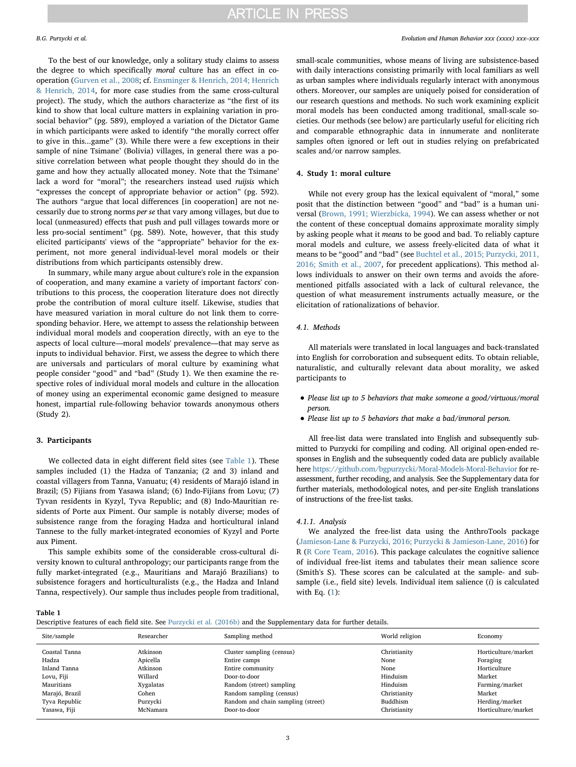To the best of our knowledge, only a solitary study claims to assess the degree to which specifically *moral* culture has an effect in cooperation (Gurven et al., 2008; cf. Ensminger & Henrich, 2014; Henrich & Henrich, 2014, for more case studies from the same cross-cultural project). The study, which the authors characterize as "the first of its kind to show that local culture matters in explaining variation in prosocial behavior" (pg. 589), employed a variation of the Dictator Game in which participants were asked to identify "the morally correct offer to give in this…game" (3). While there were a few exceptions in their sample of nine Tsimane' (Bolivia) villages, in general there was a positive correlation between what people thought they should do in the game and how they actually allocated money. Note that the Tsimane' lack a word for "moral"; the researchers instead used *ruijsis* which "expresses the concept of appropriate behavior or action" (pg. 592). The authors "argue that local differences [in cooperation] are not necessarily due to strong norms *per se* that vary among villages, but due to local (unmeasured) effects that push and pull villages towards more or less pro-social sentiment" (pg. 589). Note, however, that this study elicited participants' views of the "appropriate" behavior for the experiment, not more general individual-level moral models or their distributions from which participants ostensibly drew.

In summary, while many argue about culture's role in the expansion of cooperation, and many examine a variety of important factors' contributions to this process, the cooperation literature does not directly probe the contribution of moral culture itself. Likewise, studies that have measured variation in moral culture do not link them to corresponding behavior. Here, we attempt to assess the relationship between individual moral models and cooperation directly, with an eye to the aspects of local culture—moral models' prevalence—that may serve as inputs to individual behavior. First, we assess the degree to which there are universals and particulars of moral culture by examining what people consider "good" and "bad" (Study 1). We then examine the respective roles of individual moral models and culture in the allocation of money using an experimental economic game designed to measure honest, impartial rule-following behavior towards anonymous others (Study 2).

## 3. Participants

We collected data in eight different field sites (see Table 1). These samples included (1) the Hadza of Tanzania; (2 and 3) inland and coastal villagers from Tanna, Vanuatu; (4) residents of Marajó island in Brazil; (5) Fijians from Yasawa island; (6) Indo-Fijians from Lovu; (7) Tyvan residents in Kyzyl, Tyva Republic; and (8) Indo-Mauritian residents of Porte aux Piment. Our sample is notably diverse; modes of subsistence range from the foraging Hadza and horticultural inland Tannese to the fully market-integrated economies of Kyzyl and Porte aux Piment.

This sample exhibits some of the considerable cross-cultural diversity known to cultural anthropology; our participants range from the fully market-integrated (e.g., Mauritians and Marajó Brazilians) to subsistence foragers and horticulturalists (e.g., the Hadza and Inland Tanna, respectively). Our sample thus includes people from traditional, small-scale communities, whose means of living are subsistence-based with daily interactions consisting primarily with local familiars as well as urban samples where individuals regularly interact with anonymous others. Moreover, our samples are uniquely poised for consideration of our research questions and methods. No such work examining explicit moral models has been conducted among traditional, small-scale societies. Our methods (see below) are particularly useful for eliciting rich and comparable ethnographic data in innumerate and nonliterate samples often ignored or left out in studies relying on prefabricated scales and/or narrow samples.

## 4. Study 1: moral culture

While not every group has the lexical equivalent of "moral," some posit that the distinction between "good" and "bad" is a human universal (Brown, 1991; Wierzbicka, 1994). We can assess whether or not the content of these conceptual domains approximate morality simply by asking people what it *means* to be good and bad. To reliably capture moral models and culture, we assess freely-elicited data of what it means to be "good" and "bad" (see Buchtel et al., 2015; Purzycki, 2011, 2016; Smith et al., 2007, for precedent applications). This method allows individuals to answer on their own terms and avoids the aforementioned pitfalls associated with a lack of cultural relevance, the question of what measurement instruments actually measure, or the elicitation of rationalizations of behavior.

### 4.1. Methods

All materials were translated in local languages and back-translated into English for corroboration and subsequent edits. To obtain reliable, naturalistic, and culturally relevant data about morality, we asked participants to

- *Please list up to 5 behaviors that make someone a good/virtuous/moral person.*
- *Please list up to 5 behaviors that make a bad/immoral person.*

All free-list data were translated into English and subsequently submitted to Purzycki for compiling and coding. All original open-ended responses in English and the subsequently coded data are publicly available here https://github.com/bgpurzycki/Moral-Models-Moral-Behavior for reassessment, further recoding, and analysis. See the Supplementary data for further materials, methodological notes, and per-site English translations of instructions of the free-list tasks.

#### 4.1.1. Analysis

We analyzed the free-list data using the AnthroTools package (Jamieson-Lane & Purzycki, 2016; Purzycki & Jamieson-Lane, 2016) for R (R Core Team, 2016). This package calculates the cognitive salience of individual free-list items and tabulates their mean salience score (Smith's S). These scores can be calculated at the sample- and subsample (i.e., field site) levels. Individual item salience ($i$) is calculated with Eq. (1):

**Table 1**
Descriptive features of each field site. See Purzycki et al. (2016b) and the Supplementary data for further details.

| Site/sample | Researcher | Sampling method | World religion | Economy |
|---|---|---|---|---|
| Coastal Tanna | Atkinson | Cluster sampling (census) | Christianity | Horticulture/market |
| Hadza | Apicella | Entire camps | None | Foraging |
| Inland Tanna | Atkinson | Entire community | None | Horticulture |
| Lovu, Fiji | Willard | Door-to-door | Hinduism | Market |
| Mauritians | Xygalatas | Random (street) sampling | Hinduism | Farming/market |
| Marajó, Brazil | Cohen | Random sampling (census) | Christianity | Market |
| Tyva Republic | Purzycki | Random and chain sampling (street) | Buddhism | Herding/market |
| Yasawa, Fiji | McNamara | Door-to-door | Christianity | Horticulture/market |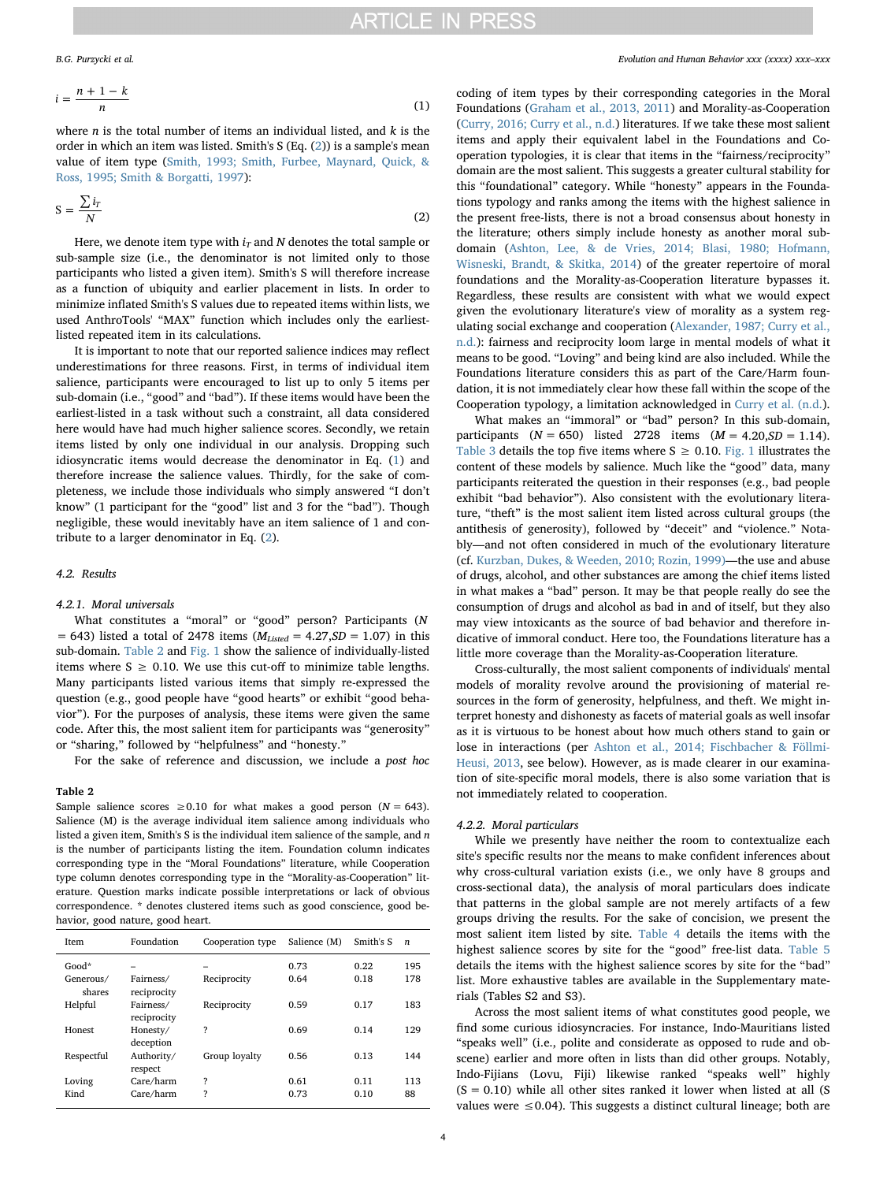$$i = \frac{n + 1 - k}{n} \tag{1}$$

where $n$ is the total number of items an individual listed, and $k$ is the order in which an item was listed. Smith's S (Eq. (2)) is a sample's mean value of item type (Smith, 1993; Smith, Furbee, Maynard, Quick, & Ross, 1995; Smith & Borgatti, 1997):

$$S = \frac{\sum i_T}{N} \tag{2}$$

Here, we denote item type with $i_T$ and $N$ denotes the total sample or sub-sample size (i.e., the denominator is not limited only to those participants who listed a given item). Smith's S will therefore increase as a function of ubiquity and earlier placement in lists. In order to minimize inflated Smith's S values due to repeated items within lists, we used AnthroTools' "MAX" function which includes only the earliest-listed repeated item in its calculations.

It is important to note that our reported salience indices may reflect underestimations for three reasons. First, in terms of individual item salience, participants were encouraged to list up to only 5 items per sub-domain (i.e., "good" and "bad"). If these items would have been the earliest-listed in a task without such a constraint, all data considered here would have had much higher salience scores. Secondly, we retain items listed by only one individual in our analysis. Dropping such idiosyncratic items would decrease the denominator in Eq. (1) and therefore increase the salience values. Thirdly, for the sake of completeness, we include those individuals who simply answered "I don't know" (1 participant for the "good" list and 3 for the "bad"). Though negligible, these would inevitably have an item salience of 1 and contribute to a larger denominator in Eq. (2).

### 4.2. Results

#### 4.2.1. Moral universals

What constitutes a "moral" or "good" person? Participants ($N = 643$) listed a total of 2478 items ($M_{Listed} = 4.27, SD = 1.07$) in this sub-domain. Table 2 and Fig. 1 show the salience of individually-listed items where $S \geq 0.10$. We use this cut-off to minimize table lengths. Many participants listed various items that simply re-expressed the question (e.g., good people have "good hearts" or exhibit "good behavior"). For the purposes of analysis, these items were given the same code. After this, the most salient item for participants was "generosity" or "sharing," followed by "helpfulness" and "honesty."

For the sake of reference and discussion, we include a *post hoc* coding of item types by their corresponding categories in the Moral Foundations (Graham et al., 2013, 2011) and Morality-as-Cooperation (Curry, 2016; Curry et al., n.d.) literatures. If we take these most salient items and apply their equivalent label in the Foundations and Cooperation typologies, it is clear that items in the "fairness/reciprocity" domain are the most salient. This suggests a greater cultural stability for this "foundational" category. While "honesty" appears in the Foundations typology and ranks among the items with the highest salience in the present free-lists, there is not a broad consensus about honesty in the literature; others simply include honesty as another moral sub-domain (Ashton, Lee, & de Vries, 2014; Blasi, 1980; Hofmann, Wisneski, Brandt, & Skitka, 2014) of the greater repertoire of moral foundations and the Morality-as-Cooperation literature bypasses it. Regardless, these results are consistent with what we would expect given the evolutionary literature's view of morality as a system regulating social exchange and cooperation (Alexander, 1987; Curry et al., n.d.): fairness and reciprocity loom large in mental models of what it means to be good. "Loving" and being kind are also included. While the Foundations literature considers this as part of the Care/Harm foundation, it is not immediately clear how these fall within the scope of the Cooperation typology, a limitation acknowledged in Curry et al. (n.d.).

**Table 2**

Sample salience scores ≥0.10 for what makes a good person ($N = 643$). Salience (M) is the average individual item salience among individuals who listed a given item, Smith's S is the individual item salience of the sample, and $n$ is the number of participants listing the item. Foundation column indicates corresponding type in the "Moral Foundations" literature, while Cooperation type column denotes corresponding type in the "Morality-as-Cooperation" literature. Question marks indicate possible interpretations or lack of obvious correspondence. * denotes clustered items such as good conscience, good behavior, good nature, good heart.

| Item | Foundation | Cooperation type | Salience (M) | Smith's S | n |
|---|---|---|---|---|---|
| Good* | – | – | 0.73 | 0.22 | 195 |
| Generous/shares | Fairness/reciprocity | Reciprocity | 0.64 | 0.18 | 178 |
| Helpful | Fairness/reciprocity | Reciprocity | 0.59 | 0.17 | 183 |
| Honest | Honesty/deception | ? | 0.69 | 0.14 | 129 |
| Respectful | Authority/respect | Group loyalty | 0.56 | 0.13 | 144 |
| Loving | Care/harm | ? | 0.61 | 0.11 | 113 |
| Kind | Care/harm | ? | 0.73 | 0.10 | 88 |

What makes an "immoral" or "bad" person? In this sub-domain, participants ($N = 650$) listed 2728 items ($M = 4.20, SD = 1.14$). Table 3 details the top five items where $S \geq 0.10$. Fig. 1 illustrates the content of these models by salience. Much like the "good" data, many participants reiterated the question in their responses (e.g., bad people exhibit "bad behavior"). Also consistent with the evolutionary literature, "theft" is the most salient item listed across cultural groups (the antithesis of generosity), followed by "deceit" and "violence." Notably—and not often considered in much of the evolutionary literature (cf. Kurzban, Dukes, & Weeden, 2010; Rozin, 1999)—the use and abuse of drugs, alcohol, and other substances are among the chief items listed in what makes a "bad" person. It may be that people really do see the consumption of drugs and alcohol as bad in and of itself, but they also may view intoxicants as the source of bad behavior and therefore indicative of immoral conduct. Here too, the Foundations literature has a little more coverage than the Morality-as-Cooperation literature.

Cross-culturally, the most salient components of individuals' mental models of morality revolve around the provisioning of material resources in the form of generosity, helpfulness, and theft. We might interpret honesty and dishonesty as facets of material goals as well insofar as it is virtuous to be honest about how much others stand to gain or lose in interactions (per Ashton et al., 2014; Fischbacher & Föllmi-Heusi, 2013, see below). However, as is made clearer in our examination of site-specific moral models, there is also some variation that is not immediately related to cooperation.

#### 4.2.2. Moral particulars

While we presently have neither the room to contextualize each site's specific results nor the means to make confident inferences about why cross-cultural variation exists (i.e., we only have 8 groups and cross-sectional data), the analysis of moral particulars does indicate that patterns in the global sample are not merely artifacts of a few groups driving the results. For the sake of concision, we present the most salient item listed by site. Table 4 details the items with the highest salience scores by site for the "good" free-list data. Table 5 details the items with the highest salience scores by site for the "bad" list. More exhaustive tables are available in the Supplementary materials (Tables S2 and S3).

Across the most salient items of what constitutes good people, we find some curious idiosyncracies. For instance, Indo-Mauritians listed "speaks well" (i.e., polite and considerate as opposed to rude and obscene) earlier and more often in lists than did other groups. Notably, Indo-Fijians (Lovu, Fiji) likewise ranked "speaks well" highly ($S = 0.10$) while all other sites ranked it lower when listed at all (S values were ≤0.04). This suggests a distinct cultural lineage; both are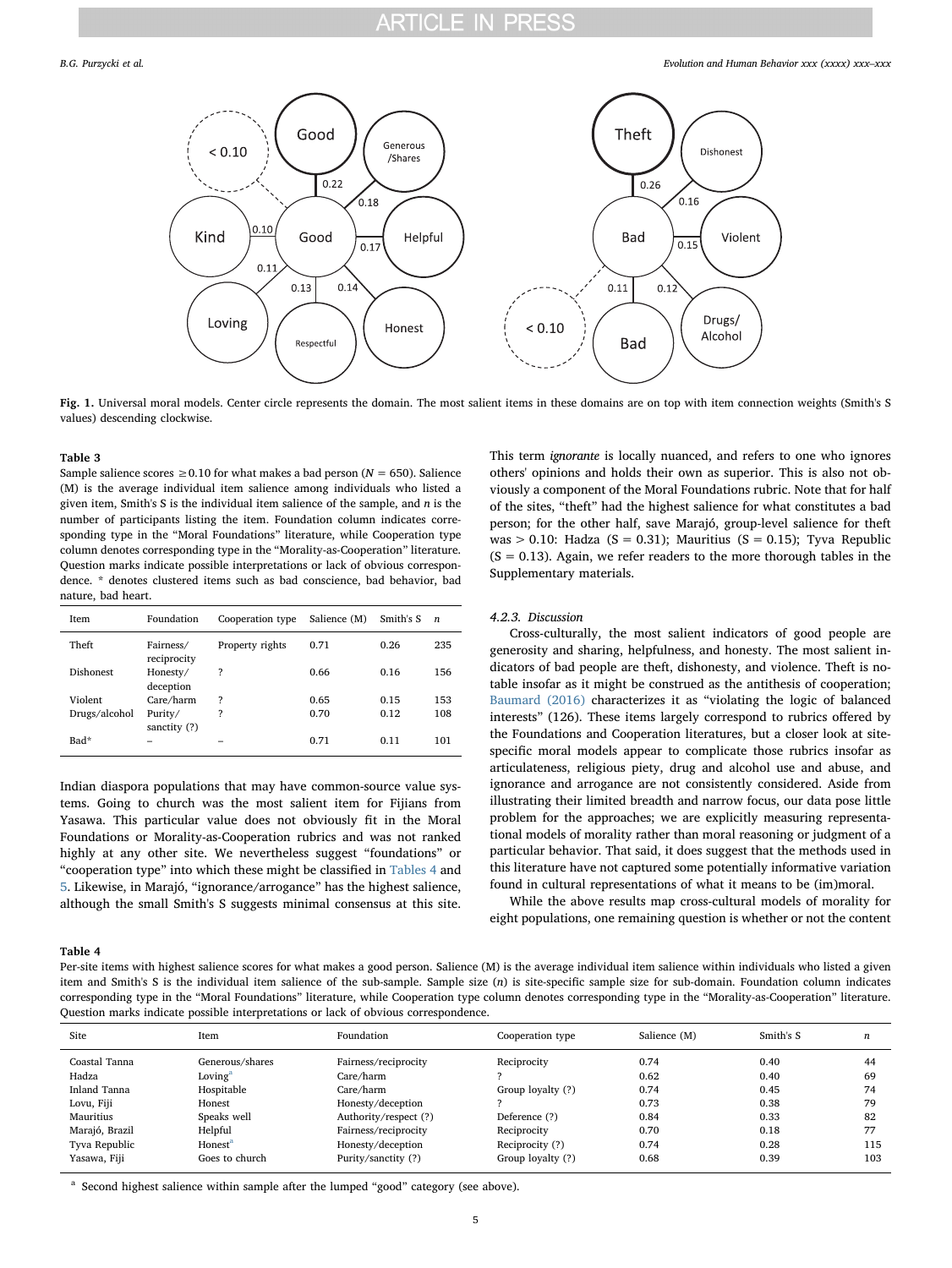**Fig. 1.** Universal moral models. Center circle represents the domain. The most salient items in these domains are on top with item connection weights (Smith's S values) descending clockwise.

**Table 3**

Sample salience scores ≥0.10 for what makes a bad person ($N = 650$). Salience (M) is the average individual item salience among individuals who listed a given item, Smith's S is the individual item salience of the sample, and $n$ is the number of participants listing the item. Foundation column indicates corresponding type in the "Moral Foundations" literature, while Cooperation type column denotes corresponding type in the "Morality-as-Cooperation" literature. Question marks indicate possible interpretations or lack of obvious correspondence. * denotes clustered items such as bad conscience, bad behavior, bad nature, bad heart.

| Item | Foundation | Cooperation type | Salience (M) | Smith's S | $n$ |
|---|---|---|---|---|---|
| Theft | Fairness/reciprocity | Property rights | 0.71 | 0.26 | 235 |
| Dishonest | Honesty/deception | ? | 0.66 | 0.16 | 156 |
| Violent | Care/harm | ? | 0.65 | 0.15 | 153 |
| Drugs/alcohol | Purity/sanctity (?) | ? | 0.70 | 0.12 | 108 |
| Bad* | – | – | 0.71 | 0.11 | 101 |

Indian diaspora populations that may have common-source value systems. Going to church was the most salient item for Fijians from Yasawa. This particular value does not obviously fit in the Moral Foundations or Morality-as-Cooperation rubrics and was not ranked highly at any other site. We nevertheless suggest "foundations" or "cooperation type" into which these might be classified in Tables 4 and 5. Likewise, in Marajó, "ignorance/arrogance" has the highest salience, although the small Smith's S suggests minimal consensus at this site. This term *ignorante* is locally nuanced, and refers to one who ignores others' opinions and holds their own as superior. This is also not obviously a component of the Moral Foundations rubric. Note that for half of the sites, "theft" had the highest salience for what constitutes a bad person; for the other half, save Marajó, group-level salience for theft was > 0.10: Hadza (S = 0.31); Mauritius (S = 0.15); Tyva Republic (S = 0.13). Again, we refer readers to the more thorough tables in the Supplementary materials.

#### 4.2.3. Discussion

Cross-culturally, the most salient indicators of good people are generosity and sharing, helpfulness, and honesty. The most salient indicators of bad people are theft, dishonesty, and violence. Theft is notable insofar as it might be construed as the antithesis of cooperation; Baumard (2016) characterizes it as "violating the logic of balanced interests" (126). These items largely correspond to rubrics offered by the Foundations and Cooperation literatures, but a closer look at site-specific moral models appear to complicate those rubrics insofar as articulateness, religious piety, drug and alcohol use and abuse, and ignorance and arrogance are not consistently considered. Aside from illustrating their limited breadth and narrow focus, our data pose little problem for the approaches; we are explicitly measuring representational models of morality rather than moral reasoning or judgment of a particular behavior. That said, it does suggest that the methods used in this literature have not captured some potentially informative variation found in cultural representations of what it means to be (im)moral.

While the above results map cross-cultural models of morality for eight populations, one remaining question is whether or not the content

**Table 4**

Per-site items with highest salience scores for what makes a good person. Salience (M) is the average individual item salience within individuals who listed a given item and Smith's S is the individual item salience of the sub-sample. Sample size ($n$) is site-specific sample size for sub-domain. Foundation column indicates corresponding type in the "Moral Foundations" literature, while Cooperation type column denotes corresponding type in the "Morality-as-Cooperation" literature. Question marks indicate possible interpretations or lack of obvious correspondence.

| Site | Item | Foundation | Cooperation type | Salience (M) | Smith's S | $n$ |
|---|---|---|---|---|---|---|
| Coastal Tanna | Generous/shares | Fairness/reciprocity | Reciprocity | 0.74 | 0.40 | 44 |
| Hadza | Loving[a] | Care/harm | ? | 0.62 | 0.40 | 69 |
| Inland Tanna | Hospitable | Care/harm | Group loyalty (?) | 0.74 | 0.45 | 74 |
| Lovu, Fiji | Honest | Honesty/deception | ? | 0.73 | 0.38 | 79 |
| Mauritius | Speaks well | Authority/respect (?) | Deference (?) | 0.84 | 0.33 | 82 |
| Marajó, Brazil | Helpful | Fairness/reciprocity | Reciprocity | 0.70 | 0.18 | 77 |
| Tyva Republic | Honest[a] | Honesty/deception | Reciprocity (?) | 0.74 | 0.28 | 115 |
| Yasawa, Fiji | Goes to church | Purity/sanctity (?) | Group loyalty (?) | 0.68 | 0.39 | 103 |

[a] Second highest salience within sample after the lumped "good" category (see above).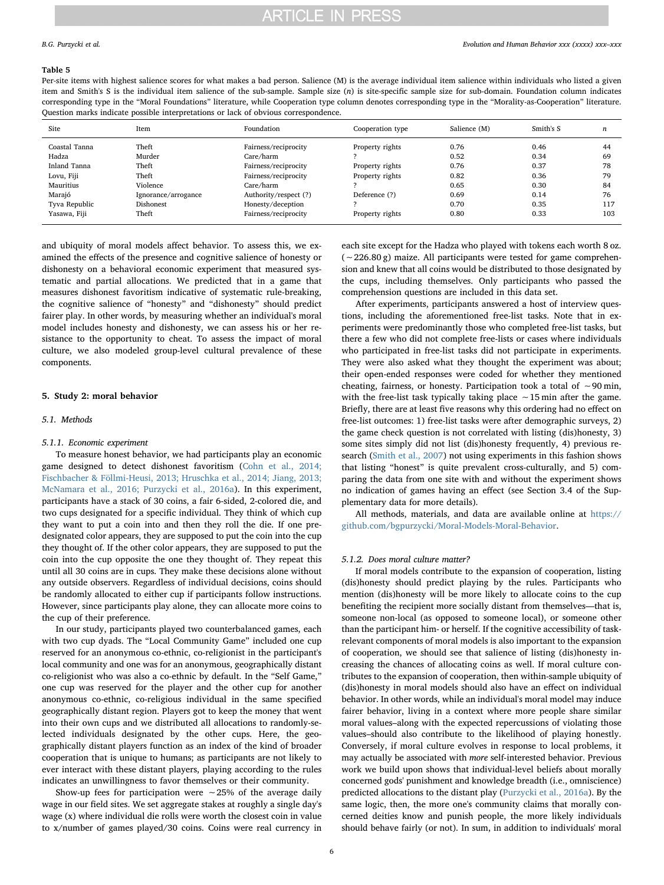**Table 5**

Per-site items with highest salience scores for what makes a bad person. Salience (M) is the average individual item salience within individuals who listed a given item and Smith's S is the individual item salience of the sub-sample. Sample size (*n*) is site-specific sample size for sub-domain. Foundation column indicates corresponding type in the "Moral Foundations" literature, while Cooperation type column denotes corresponding type in the "Morality-as-Cooperation" literature. Question marks indicate possible interpretations or lack of obvious correspondence.

| Site | Item | Foundation | Cooperation type | Salience (M) | Smith's S | n |
|---|---|---|---|---|---|---|
| Coastal Tanna | Theft | Fairness/reciprocity | Property rights | 0.76 | 0.46 | 44 |
| Hadza | Murder | Care/harm | ? | 0.52 | 0.34 | 69 |
| Inland Tanna | Theft | Fairness/reciprocity | Property rights | 0.76 | 0.37 | 78 |
| Lovu, Fiji | Theft | Fairness/reciprocity | Property rights | 0.82 | 0.36 | 79 |
| Mauritius | Violence | Care/harm | ? | 0.65 | 0.30 | 84 |
| Marajó | Ignorance/arrogance | Authority/respect (?) | Deference (?) | 0.69 | 0.14 | 76 |
| Tyva Republic | Dishonest | Honesty/deception | ? | 0.70 | 0.35 | 117 |
| Yasawa, Fiji | Theft | Fairness/reciprocity | Property rights | 0.80 | 0.33 | 103 |

and ubiquity of moral models affect behavior. To assess this, we examined the effects of the presence and cognitive salience of honesty or dishonesty on a behavioral economic experiment that measured systematic and partial allocations. We predicted that in a game that measures dishonest favoritism indicative of systematic rule-breaking, the cognitive salience of "honesty" and "dishonesty" should predict fairer play. In other words, by measuring whether an individual's moral model includes honesty and dishonesty, we can assess his or her resistance to the opportunity to cheat. To assess the impact of moral culture, we also modeled group-level cultural prevalence of these components.

## 5. Study 2: moral behavior

### 5.1. Methods

#### 5.1.1. Economic experiment

To measure honest behavior, we had participants play an economic game designed to detect dishonest favoritism (Cohn et al., 2014; Fischbacher & Föllmi-Heusi, 2013; Hruschka et al., 2014; Jiang, 2013; McNamara et al., 2016; Purzycki et al., 2016a). In this experiment, participants have a stack of 30 coins, a fair 6-sided, 2-colored die, and two cups designated for a specific individual. They think of which cup they want to put a coin into and then they roll the die. If one predesignated color appears, they are supposed to put the coin into the cup they thought of. If the other color appears, they are supposed to put the coin into the cup opposite the one they thought of. They repeat this until all 30 coins are in cups. They make these decisions alone without any outside observers. Regardless of individual decisions, coins should be randomly allocated to either cup if participants follow instructions. However, since participants play alone, they can allocate more coins to the cup of their preference.

In our study, participants played two counterbalanced games, each with two cup dyads. The "Local Community Game" included one cup reserved for an anonymous co-ethnic, co-religionist in the participant's local community and one was for an anonymous, geographically distant co-religionist who was also a co-ethnic by default. In the "Self Game," one cup was reserved for the player and the other cup for another anonymous co-ethnic, co-religious individual in the same specified geographically distant region. Players got to keep the money that went into their own cups and we distributed all allocations to randomly-selected individuals designated by the other cups. Here, the geographically distant players function as an index of the kind of broader cooperation that is unique to humans; as participants are not likely to ever interact with these distant players, playing according to the rules indicates an unwillingness to favor themselves or their community.

Show-up fees for participation were ~25% of the average daily wage in our field sites. We set aggregate stakes at roughly a single day's wage (x) where individual die rolls were worth the closest coin in value to x/number of games played/30 coins. Coins were real currency in each site except for the Hadza who played with tokens each worth 8 oz. (~226.80 g) maize. All participants were tested for game comprehension and knew that all coins would be distributed to those designated by the cups, including themselves. Only participants who passed the comprehension questions are included in this data set.

After experiments, participants answered a host of interview questions, including the aforementioned free-list tasks. Note that in experiments were predominantly those who completed free-list tasks, but there a few who did not complete free-lists or cases where individuals who participated in free-list tasks did not participate in experiments. They were also asked what they thought the experiment was about; their open-ended responses were coded for whether they mentioned cheating, fairness, or honesty. Participation took a total of ~90 min, with the free-list task typically taking place ~15 min after the game. Briefly, there are at least five reasons why this ordering had no effect on free-list outcomes: 1) free-list tasks were after demographic surveys, 2) the game check question is not correlated with listing (dis)honesty, 3) some sites simply did not list (dis)honesty frequently, 4) previous research (Smith et al., 2007) not using experiments in this fashion shows that listing "honest" is quite prevalent cross-culturally, and 5) comparing the data from one site with and without the experiment shows no indication of games having an effect (see Section 3.4 of the Supplementary data for more details).

All methods, materials, and data are available online at https://github.com/bgpurzycki/Moral-Models-Moral-Behavior.

#### 5.1.2. Does moral culture matter?

If moral models contribute to the expansion of cooperation, listing (dis)honesty should predict playing by the rules. Participants who mention (dis)honesty will be more likely to allocate coins to the cup benefiting the recipient more socially distant from themselves—that is, someone non-local (as opposed to someone local), or someone other than the participant him- or herself. If the cognitive accessibility of task-relevant components of moral models is also important to the expansion of cooperation, we should see that salience of listing (dis)honesty increasing the chances of allocating coins as well. If moral culture contributes to the expansion of cooperation, then within-sample ubiquity of (dis)honesty in moral models should also have an effect on individual behavior. In other words, while an individual's moral model may induce fairer behavior, living in a context where more people share similar moral values–along with the expected repercussions of violating those values–should also contribute to the likelihood of playing honestly. Conversely, if moral culture evolves in response to local problems, it may actually be associated with *more* self-interested behavior. Previous work we build upon shows that individual-level beliefs about morally concerned gods' punishment and knowledge breadth (i.e., omniscience) predicted allocations to the distant play (Purzycki et al., 2016a). By the same logic, then, the more one's community claims that morally concerned deities know and punish people, the more likely individuals should behave fairly (or not). In sum, in addition to individuals' moral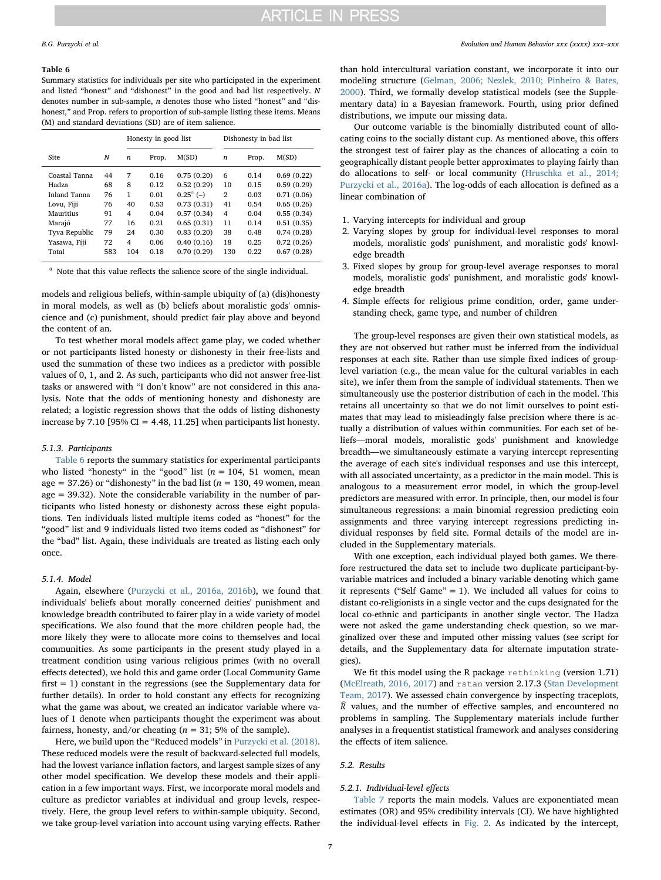**Table 6**
Summary statistics for individuals per site who participated in the experiment and listed "honest" and "dishonest" in the good and bad list respectively. *N* denotes number in sub-sample, *n* denotes those who listed "honest" and "dishonest," and Prop. refers to proportion of sub-sample listing these items. Means (M) and standard deviations (SD) are of item salience.

| | | Honesty in good list | | | Dishonesty in bad list | | |
|---|---|---|---|---|---|---|---|
| Site | *N* | *n* | Prop. | M(SD) | *n* | Prop. | M(SD) |
| Coastal Tanna | 44 | 7 | 0.16 | 0.75 (0.20) | 6 | 0.14 | 0.69 (0.22) |
| Hadza | 68 | 8 | 0.12 | 0.52 (0.29) | 10 | 0.15 | 0.59 (0.29) |
| Inland Tanna | 76 | 1 | 0.01 | 0.25[a] (–) | 2 | 0.03 | 0.71 (0.06) |
| Lovu, Fiji | 76 | 40 | 0.53 | 0.73 (0.31) | 41 | 0.54 | 0.65 (0.26) |
| Mauritius | 91 | 4 | 0.04 | 0.57 (0.34) | 4 | 0.04 | 0.55 (0.34) |
| Marajó | 77 | 16 | 0.21 | 0.65 (0.31) | 11 | 0.14 | 0.51 (0.35) |
| Tyva Republic | 79 | 24 | 0.30 | 0.83 (0.20) | 38 | 0.48 | 0.74 (0.28) |
| Yasawa, Fiji | 72 | 4 | 0.06 | 0.40 (0.16) | 18 | 0.25 | 0.72 (0.26) |
| Total | 583 | 104 | 0.18 | 0.70 (0.29) | 130 | 0.22 | 0.67 (0.28) |

[a] Note that this value reflects the salience score of the single individual.

models and religious beliefs, within-sample ubiquity of (a) (dis)honesty in moral models, as well as (b) beliefs about moralistic gods' omniscience and (c) punishment, should predict fair play above and beyond the content of an.

To test whether moral models affect game play, we coded whether or not participants listed honesty or dishonesty in their free-lists and used the summation of these two indices as a predictor with possible values of 0, 1, and 2. As such, participants who did not answer free-list tasks or answered with "I don't know" are not considered in this analysis. Note that the odds of mentioning honesty and dishonesty are related; a logistic regression shows that the odds of listing dishonesty increase by 7.10 [95% CI = 4.48, 11.25] when participants list honesty.

#### 5.1.3. Participants

Table 6 reports the summary statistics for experimental participants who listed "honesty" in the "good" list ($n = 104$, 51 women, mean age = 37.26) or "dishonesty" in the bad list ($n = 130$, 49 women, mean age = 39.32). Note the considerable variability in the number of participants who listed honesty or dishonesty across these eight populations. Ten individuals listed multiple items coded as "honest" for the "good" list and 9 individuals listed two items coded as "dishonest" for the "bad" list. Again, these individuals are treated as listing each only once.

#### 5.1.4. Model

Again, elsewhere (Purzycki et al., 2016a, 2016b), we found that individuals' beliefs about morally concerned deities' punishment and knowledge breadth contributed to fairer play in a wide variety of model specifications. We also found that the more children people had, the more likely they were to allocate more coins to themselves and local communities. As some participants in the present study played in a treatment condition using various religious primes (with no overall effects detected), we hold this and game order (Local Community Game first = 1) constant in the regressions (see the Supplementary data for further details). In order to hold constant any effects for recognizing what the game was about, we created an indicator variable where values of 1 denote when participants thought the experiment was about fairness, honesty, and/or cheating ($n = 31$; 5% of the sample).

Here, we build upon the "Reduced models" in Purzycki et al. (2018). These reduced models were the result of backward-selected full models, had the lowest variance inflation factors, and largest sample sizes of any other model specification. We develop these models and their application in a few important ways. First, we incorporate moral models and culture as predictor variables at individual and group levels, respectively. Here, the group level refers to within-sample ubiquity. Second, we take group-level variation into account using varying effects. Rather than hold intercultural variation constant, we incorporate it into our modeling structure (Gelman, 2006; Nezlek, 2010; Pinheiro & Bates, 2000). Third, we formally develop statistical models (see the Supplementary data) in a Bayesian framework. Fourth, using prior defined distributions, we impute our missing data.

Our outcome variable is the binomially distributed count of allocating coins to the socially distant cup. As mentioned above, this offers the strongest test of fairer play as the chances of allocating a coin to geographically distant people better approximates to playing fairly than do allocations to self- or local community (Hruschka et al., 2014; Purzycki et al., 2016a). The log-odds of each allocation is defined as a linear combination of

1. Varying intercepts for individual and group
2. Varying slopes by group for individual-level responses to moral models, moralistic gods' punishment, and moralistic gods' knowledge breadth
3. Fixed slopes by group for group-level average responses to moral models, moralistic gods' punishment, and moralistic gods' knowledge breadth
4. Simple effects for religious prime condition, order, game understanding check, game type, and number of children

The group-level responses are given their own statistical models, as they are not observed but rather must be inferred from the individual responses at each site. Rather than use simple fixed indices of group-level variation (e.g., the mean value for the cultural variables in each site), we infer them from the sample of individual statements. Then we simultaneously use the posterior distribution of each in the model. This retains all uncertainty so that we do not limit ourselves to point estimates that may lead to misleadingly false precision where there is actually a distribution of values within communities. For each set of beliefs—moral models, moralistic gods' punishment and knowledge breadth—we simultaneously estimate a varying intercept representing the average of each site's individual responses and use this intercept, with all associated uncertainty, as a predictor in the main model. This is analogous to a measurement error model, in which the group-level predictors are measured with error. In principle, then, our model is four simultaneous regressions: a main binomial regression predicting coin assignments and three varying intercept regressions predicting individual responses by field site. Formal details of the model are included in the Supplementary materials.

With one exception, each individual played both games. We therefore restructured the data set to include two duplicate participant-by-variable matrices and included a binary variable denoting which game it represents ("Self Game" = 1). We included all values for coins to distant co-religionists in a single vector and the cups designated for the local co-ethnic and participants in another single vector. The Hadza were not asked the game understanding check question, so we marginalized over these and imputed other missing values (see script for details, and the Supplementary data for alternate imputation strategies).

We fit this model using the R package `rethinking` (version 1.71) (McElreath, 2016, 2017) and `rstan` version 2.17.3 (Stan Development Team, 2017). We assessed chain convergence by inspecting traceplots, $\hat{R}$ values, and the number of effective samples, and encountered no problems in sampling. The Supplementary materials include further analyses in a frequentist statistical framework and analyses considering the effects of item salience.

### 5.2. Results

#### 5.2.1. Individual-level effects

Table 7 reports the main models. Values are exponentiated mean estimates (OR) and 95% credibility intervals (CI). We have highlighted the individual-level effects in Fig. 2. As indicated by the intercept,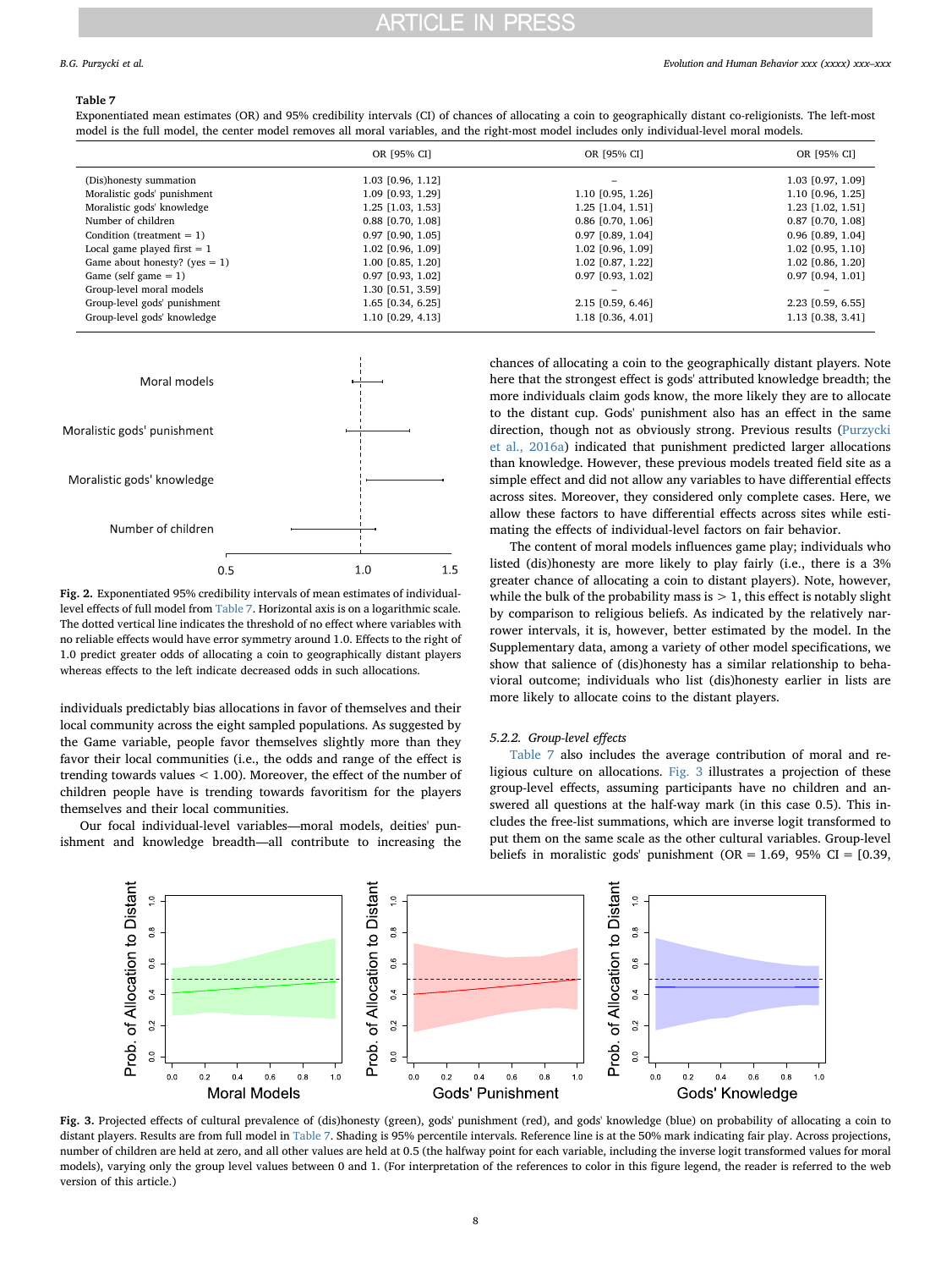**Table 7**
Exponentiated mean estimates (OR) and 95% credibility intervals (CI) of chances of allocating a coin to geographically distant co-religionists. The left-most model is the full model, the center model removes all moral variables, and the right-most model includes only individual-level moral models.

| | OR [95% CI] | OR [95% CI] | OR [95% CI] |
|---|---|---|---|
| (Dis)honesty summation | 1.03 [0.96, 1.12] | – | 1.03 [0.97, 1.09] |
| Moralistic gods' punishment | 1.09 [0.93, 1.29] | 1.10 [0.95, 1.26] | 1.10 [0.96, 1.25] |
| Moralistic gods' knowledge | 1.25 [1.03, 1.53] | 1.25 [1.04, 1.51] | 1.23 [1.02, 1.51] |
| Number of children | 0.88 [0.70, 1.08] | 0.86 [0.70, 1.06] | 0.87 [0.70, 1.08] |
| Condition (treatment = 1) | 0.97 [0.90, 1.05] | 0.97 [0.89, 1.04] | 0.96 [0.89, 1.04] |
| Local game played first = 1 | 1.02 [0.96, 1.09] | 1.02 [0.96, 1.09] | 1.02 [0.95, 1.10] |
| Game about honesty? (yes = 1) | 1.00 [0.85, 1.20] | 1.02 [0.87, 1.22] | 1.02 [0.86, 1.20] |
| Game (self game = 1) | 0.97 [0.93, 1.02] | 0.97 [0.93, 1.02] | 0.97 [0.94, 1.01] |
| Group-level moral models | 1.30 [0.51, 3.59] | – | – |
| Group-level gods' punishment | 1.65 [0.34, 6.25] | 2.15 [0.59, 6.46] | 2.23 [0.59, 6.55] |
| Group-level gods' knowledge | 1.10 [0.29, 4.13] | 1.18 [0.36, 4.01] | 1.13 [0.38, 3.41] |

**Fig. 2.** Exponentiated 95% credibility intervals of mean estimates of individual-level effects of full model from Table 7. Horizontal axis is on a logarithmic scale. The dotted vertical line indicates the threshold of no effect where variables with no reliable effects would have error symmetry around 1.0. Effects to the right of 1.0 predict greater odds of allocating a coin to geographically distant players whereas effects to the left indicate decreased odds in such allocations.

individuals predictably bias allocations in favor of themselves and their local community across the eight sampled populations. As suggested by the Game variable, people favor themselves slightly more than they favor their local communities (i.e., the odds and range of the effect is trending towards values < 1.00). Moreover, the effect of the number of children people have is trending towards favoritism for the players themselves and their local communities.

Our focal individual-level variables—moral models, deities' punishment and knowledge breadth—all contribute to increasing the chances of allocating a coin to the geographically distant players. Note here that the strongest effect is gods' attributed knowledge breadth; the more individuals claim gods know, the more likely they are to allocate to the distant cup. Gods' punishment also has an effect in the same direction, though not as obviously strong. Previous results (Purzycki et al., 2016a) indicated that punishment predicted larger allocations than knowledge. However, these previous models treated field site as a simple effect and did not allow any variables to have differential effects across sites. Moreover, they considered only complete cases. Here, we allow these factors to have differential effects across sites while estimating the effects of individual-level factors on fair behavior.

The content of moral models influences game play; individuals who listed (dis)honesty are more likely to play fairly (i.e., there is a 3% greater chance of allocating a coin to distant players). Note, however, while the bulk of the probability mass is > 1, this effect is notably slight by comparison to religious beliefs. As indicated by the relatively narrower intervals, it is, however, better estimated by the model. In the Supplementary data, among a variety of other model specifications, we show that salience of (dis)honesty has a similar relationship to behavioral outcome; individuals who list (dis)honesty earlier in lists are more likely to allocate coins to the distant players.

### 5.2.2. Group-level effects

Table 7 also includes the average contribution of moral and religious culture on allocations. Fig. 3 illustrates a projection of these group-level effects, assuming participants have no children and answered all questions at the half-way mark (in this case 0.5). This includes the free-list summations, which are inverse logit transformed to put them on the same scale as the other cultural variables. Group-level beliefs in moralistic gods' punishment (OR = 1.69, 95% CI = [0.39,

**Fig. 3.** Projected effects of cultural prevalence of (dis)honesty (green), gods' punishment (red), and gods' knowledge (blue) on probability of allocating a coin to distant players. Results are from full model in Table 7. Shading is 95% percentile intervals. Reference line is at the 50% mark indicating fair play. Across projections, number of children are held at zero, and all other values are held at 0.5 (the halfway point for each variable, including the inverse logit transformed values for moral models), varying only the group level values between 0 and 1. (For interpretation of the references to color in this figure legend, the reader is referred to the web version of this article.)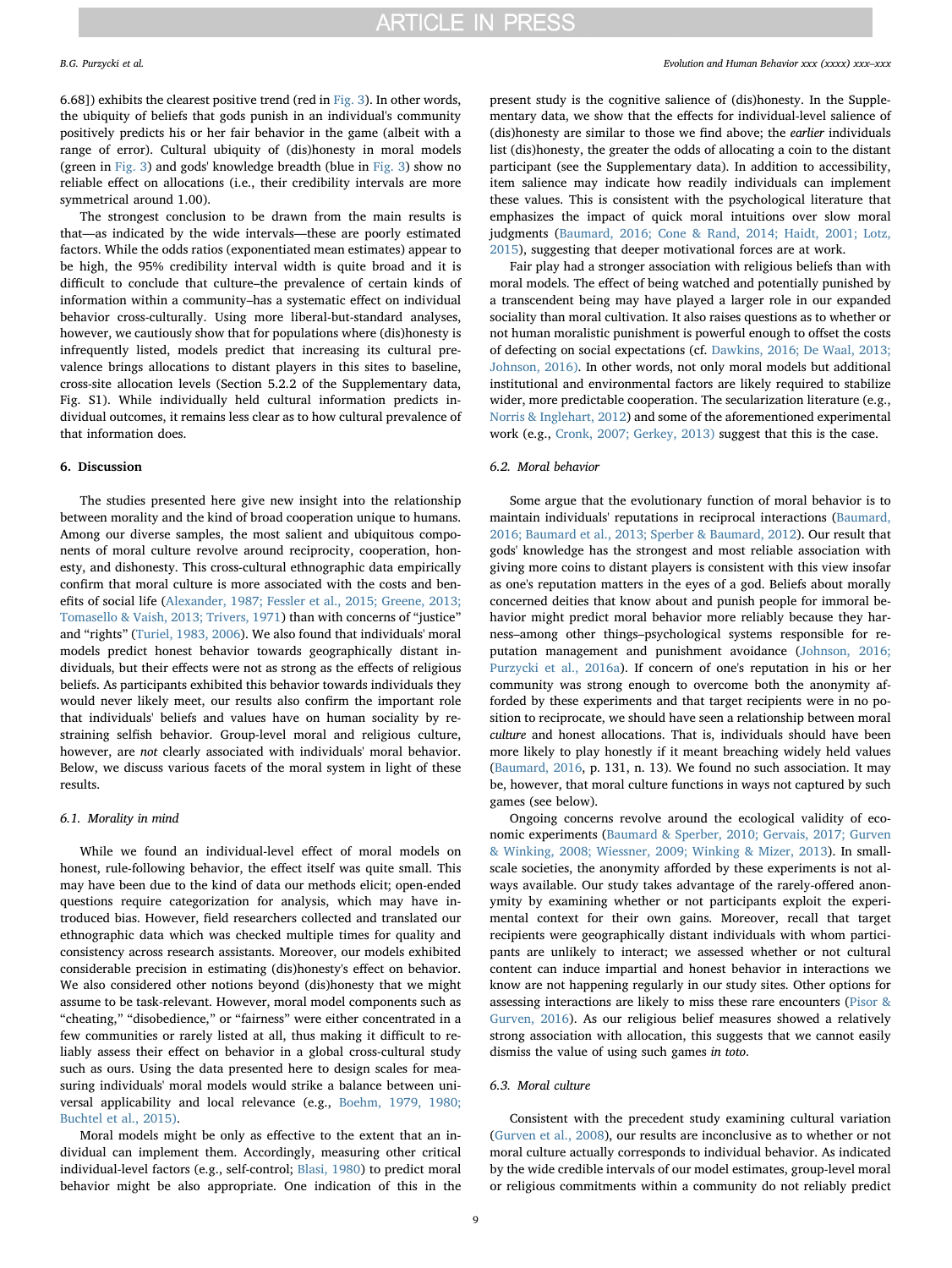6.68]) exhibits the clearest positive trend (red in Fig. 3). In other words, the ubiquity of beliefs that gods punish in an individual's community positively predicts his or her fair behavior in the game (albeit with a range of error). Cultural ubiquity of (dis)honesty in moral models (green in Fig. 3) and gods' knowledge breadth (blue in Fig. 3) show no reliable effect on allocations (i.e., their credibility intervals are more symmetrical around 1.00).

The strongest conclusion to be drawn from the main results is that—as indicated by the wide intervals—these are poorly estimated factors. While the odds ratios (exponentiated mean estimates) appear to be high, the 95% credibility interval width is quite broad and it is difficult to conclude that culture–the prevalence of certain kinds of information within a community–has a systematic effect on individual behavior cross-culturally. Using more liberal-but-standard analyses, however, we cautiously show that for populations where (dis)honesty is infrequently listed, models predict that increasing its cultural prevalence brings allocations to distant players in this sites to baseline, cross-site allocation levels (Section 5.2.2 of the Supplementary data, Fig. S1). While individually held cultural information predicts individual outcomes, it remains less clear as to how cultural prevalence of that information does.

## 6. Discussion

The studies presented here give new insight into the relationship between morality and the kind of broad cooperation unique to humans. Among our diverse samples, the most salient and ubiquitous components of moral culture revolve around reciprocity, cooperation, honesty, and dishonesty. This cross-cultural ethnographic data empirically confirm that moral culture is more associated with the costs and benefits of social life (Alexander, 1987; Fessler et al., 2015; Greene, 2013; Tomasello & Vaish, 2013; Trivers, 1971) than with concerns of "justice" and "rights" (Turiel, 1983, 2006). We also found that individuals' moral models predict honest behavior towards geographically distant individuals, but their effects were not as strong as the effects of religious beliefs. As participants exhibited this behavior towards individuals they would never likely meet, our results also confirm the important role that individuals' beliefs and values have on human sociality by restraining selfish behavior. Group-level moral and religious culture, however, are *not* clearly associated with individuals' moral behavior. Below, we discuss various facets of the moral system in light of these results.

### 6.1. Morality in mind

While we found an individual-level effect of moral models on honest, rule-following behavior, the effect itself was quite small. This may have been due to the kind of data our methods elicit; open-ended questions require categorization for analysis, which may have introduced bias. However, field researchers collected and translated our ethnographic data which was checked multiple times for quality and consistency across research assistants. Moreover, our models exhibited considerable precision in estimating (dis)honesty's effect on behavior. We also considered other notions beyond (dis)honesty that we might assume to be task-relevant. However, moral model components such as "cheating," "disobedience," or "fairness" were either concentrated in a few communities or rarely listed at all, thus making it difficult to reliably assess their effect on behavior in a global cross-cultural study such as ours. Using the data presented here to design scales for measuring individuals' moral models would strike a balance between universal applicability and local relevance (e.g., Boehm, 1979, 1980; Buchtel et al., 2015).

Moral models might be only as effective to the extent that an individual can implement them. Accordingly, measuring other critical individual-level factors (e.g., self-control; Blasi, 1980) to predict moral behavior might be also appropriate. One indication of this in the present study is the cognitive salience of (dis)honesty. In the Supplementary data, we show that the effects for individual-level salience of (dis)honesty are similar to those we find above; the *earlier* individuals list (dis)honesty, the greater the odds of allocating a coin to the distant participant (see the Supplementary data). In addition to accessibility, item salience may indicate how readily individuals can implement these values. This is consistent with the psychological literature that emphasizes the impact of quick moral intuitions over slow moral judgments (Baumard, 2016; Cone & Rand, 2014; Haidt, 2001; Lotz, 2015), suggesting that deeper motivational forces are at work.

Fair play had a stronger association with religious beliefs than with moral models. The effect of being watched and potentially punished by a transcendent being may have played a larger role in our expanded sociality than moral cultivation. It also raises questions as to whether or not human moralistic punishment is powerful enough to offset the costs of defecting on social expectations (cf. Dawkins, 2016; De Waal, 2013; Johnson, 2016). In other words, not only moral models but additional institutional and environmental factors are likely required to stabilize wider, more predictable cooperation. The secularization literature (e.g., Norris & Inglehart, 2012) and some of the aforementioned experimental work (e.g., Cronk, 2007; Gerkey, 2013) suggest that this is the case.

### 6.2. Moral behavior

Some argue that the evolutionary function of moral behavior is to maintain individuals' reputations in reciprocal interactions (Baumard, 2016; Baumard et al., 2013; Sperber & Baumard, 2012). Our result that gods' knowledge has the strongest and most reliable association with giving more coins to distant players is consistent with this view insofar as one's reputation matters in the eyes of a god. Beliefs about morally concerned deities that know about and punish people for immoral behavior might predict moral behavior more reliably because they harness–among other things–psychological systems responsible for reputation management and punishment avoidance (Johnson, 2016; Purzycki et al., 2016a). If concern of one's reputation in his or her community was strong enough to overcome both the anonymity afforded by these experiments and that target recipients were in no position to reciprocate, we should have seen a relationship between moral *culture* and honest allocations. That is, individuals should have been more likely to play honestly if it meant breaching widely held values (Baumard, 2016, p. 131, n. 13). We found no such association. It may be, however, that moral culture functions in ways not captured by such games (see below).

Ongoing concerns revolve around the ecological validity of economic experiments (Baumard & Sperber, 2010; Gervais, 2017; Gurven & Winking, 2008; Wiessner, 2009; Winking & Mizer, 2013). In small-scale societies, the anonymity afforded by these experiments is not always available. Our study takes advantage of the rarely-offered anonymity by examining whether or not participants exploit the experimental context for their own gains. Moreover, recall that target recipients were geographically distant individuals with whom participants are unlikely to interact; we assessed whether or not cultural content can induce impartial and honest behavior in interactions we know are not happening regularly in our study sites. Other options for assessing interactions are likely to miss these rare encounters (Pisor & Gurven, 2016). As our religious belief measures showed a relatively strong association with allocation, this suggests that we cannot easily dismiss the value of using such games *in toto*.

### 6.3. Moral culture

Consistent with the precedent study examining cultural variation (Gurven et al., 2008), our results are inconclusive as to whether or not moral culture actually corresponds to individual behavior. As indicated by the wide credible intervals of our model estimates, group-level moral or religious commitments within a community do not reliably predict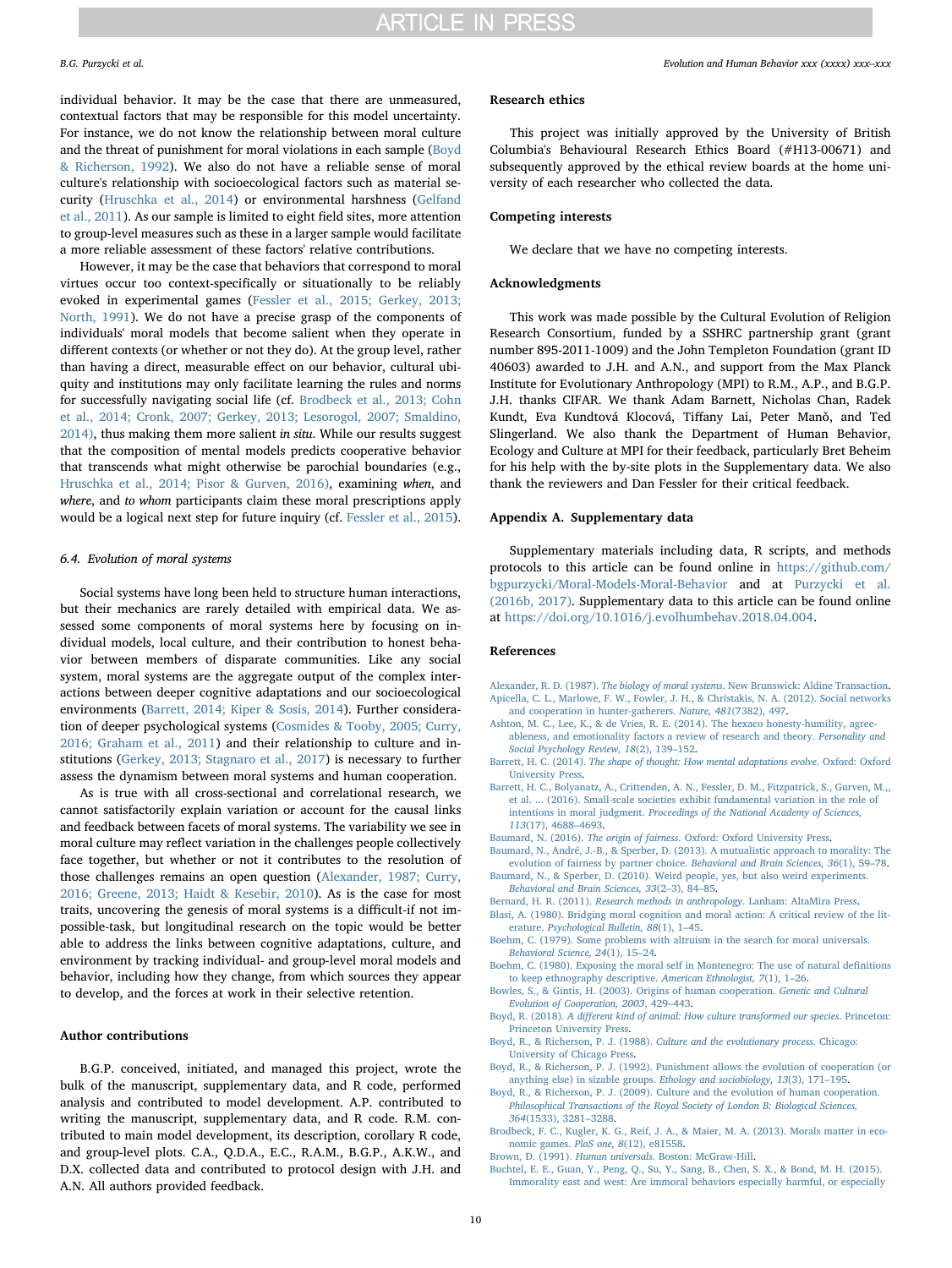individual behavior. It may be the case that there are unmeasured, contextual factors that may be responsible for this model uncertainty. For instance, we do not know the relationship between moral culture and the threat of punishment for moral violations in each sample (Boyd & Richerson, 1992). We also do not have a reliable sense of moral culture's relationship with socioecological factors such as material security (Hruschka et al., 2014) or environmental harshness (Gelfand et al., 2011). As our sample is limited to eight field sites, more attention to group-level measures such as these in a larger sample would facilitate a more reliable assessment of these factors' relative contributions.

However, it may be the case that behaviors that correspond to moral virtues occur too context-specifically or situationally to be reliably evoked in experimental games (Fessler et al., 2015; Gerkey, 2013; North, 1991). We do not have a precise grasp of the components of individuals' moral models that become salient when they operate in different contexts (or whether or not they do). At the group level, rather than having a direct, measurable effect on our behavior, cultural ubiquity and institutions may only facilitate learning the rules and norms for successfully navigating social life (cf. Brodbeck et al., 2013; Cohn et al., 2014; Cronk, 2007; Gerkey, 2013; Lesorogol, 2007; Smaldino, 2014), thus making them more salient *in situ*. While our results suggest that the composition of mental models predicts cooperative behavior that transcends what might otherwise be parochial boundaries (e.g., Hruschka et al., 2014; Pisor & Gurven, 2016), examining *when*, and *where*, and *to whom* participants claim these moral prescriptions apply would be a logical next step for future inquiry (cf. Fessler et al., 2015).

### 6.4. Evolution of moral systems

Social systems have long been held to structure human interactions, but their mechanics are rarely detailed with empirical data. We assessed some components of moral systems here by focusing on individual models, local culture, and their contribution to honest behavior between members of disparate communities. Like any social system, moral systems are the aggregate output of the complex interactions between deeper cognitive adaptations and our socioecological environments (Barrett, 2014; Kiper & Sosis, 2014). Further consideration of deeper psychological systems (Cosmides & Tooby, 2005; Curry, 2016; Graham et al., 2011) and their relationship to culture and institutions (Gerkey, 2013; Stagnaro et al., 2017) is necessary to further assess the dynamism between moral systems and human cooperation.

As is true with all cross-sectional and correlational research, we cannot satisfactorily explain variation or account for the causal links and feedback between facets of moral systems. The variability we see in moral culture may reflect variation in the challenges people collectively face together, but whether or not it contributes to the resolution of those challenges remains an open question (Alexander, 1987; Curry, 2016; Greene, 2013; Haidt & Kesebir, 2010). As is the case for most traits, uncovering the genesis of moral systems is a difficult-if not impossible-task, but longitudinal research on the topic would be better able to address the links between cognitive adaptations, culture, and environment by tracking individual- and group-level moral models and behavior, including how they change, from which sources they appear to develop, and the forces at work in their selective retention.

## Author contributions

B.G.P. conceived, initiated, and managed this project, wrote the bulk of the manuscript, supplementary data, and R code, performed analysis and contributed to model development. A.P. contributed to writing the manuscript, supplementary data, and R code. R.M. contributed to main model development, its description, corollary R code, and group-level plots. C.A., Q.D.A., E.C., R.A.M., B.G.P., A.K.W., and D.X. collected data and contributed to protocol design with J.H. and A.N. All authors provided feedback.

## Research ethics

This project was initially approved by the University of British Columbia's Behavioural Research Ethics Board (#H13-00671) and subsequently approved by the ethical review boards at the home university of each researcher who collected the data.

## Competing interests

We declare that we have no competing interests.

## Acknowledgments

This work was made possible by the Cultural Evolution of Religion Research Consortium, funded by a SSHRC partnership grant (grant number 895-2011-1009) and the John Templeton Foundation (grant ID 40603) awarded to J.H. and A.N., and support from the Max Planck Institute for Evolutionary Anthropology (MPI) to R.M., A.P., and B.G.P. J.H. thanks CIFAR. We thank Adam Barnett, Nicholas Chan, Radek Kundt, Eva Kundtová Klocová, Tiffany Lai, Peter Manŏ, and Ted Slingerland. We also thank the Department of Human Behavior, Ecology and Culture at MPI for their feedback, particularly Bret Beheim for his help with the by-site plots in the Supplementary data. We also thank the reviewers and Dan Fessler for their critical feedback.

## Appendix A. Supplementary data

Supplementary materials including data, R scripts, and methods protocols to this article can be found online in https://github.com/bgpurzycki/Moral-Models-Moral-Behavior and at Purzycki et al. (2016b, 2017). Supplementary data to this article can be found online at https://doi.org/10.1016/j.evolhumbehav.2018.04.004.

## References

Alexander, R. D. (1987). *The biology of moral systems*. New Brunswick: Aldine Transaction.

Apicella, C. L., Marlowe, F. W., Fowler, J. H., & Christakis, N. A. (2012). Social networks and cooperation in hunter-gatherers. *Nature, 481*(7382), 497.

Ashton, M. C., Lee, K., & de Vries, R. E. (2014). The hexaco honesty-humility, agreeableness, and emotionality factors a review of research and theory. *Personality and Social Psychology Review, 18*(2), 139–152.

Barrett, H. C. (2014). *The shape of thought: How mental adaptations evolve*. Oxford: Oxford University Press.

Barrett, H. C., Bolyanatz, A., Crittenden, A. N., Fessler, D. M., Fitzpatrick, S., Gurven, M., et al. ... (2016). Small-scale societies exhibit fundamental variation in the role of intentions in moral judgment. *Proceedings of the National Academy of Sciences, 113*(17), 4688–4693.

Baumard, N. (2016). *The origin of fairness*. Oxford: Oxford University Press.

Baumard, N., André, J.-B., & Sperber, D. (2013). A mutualistic approach to morality: The evolution of fairness by partner choice. *Behavioral and Brain Sciences, 36*(1), 59–78.

Baumard, N., & Sperber, D. (2010). Weird people, yes, but also weird experiments. *Behavioral and Brain Sciences, 33*(2–3), 84–85.

Bernard, H. R. (2011). *Research methods in anthropology*. Lanham: AltaMira Press.

Blasi, A. (1980). Bridging moral cognition and moral action: A critical review of the literature. *Psychological Bulletin, 88*(1), 1–45.

Boehm, C. (1979). Some problems with altruism in the search for moral universals. *Behavioral Science, 24*(1), 15–24.

Boehm, C. (1980). Exposing the moral self in Montenegro: The use of natural definitions to keep ethnography descriptive. *American Ethnologist, 7*(1), 1–26.

Bowles, S., & Gintis, H. (2003). Origins of human cooperation. *Genetic and Cultural Evolution of Cooperation, 2003*, 429–443.

Boyd, R. (2018). *A different kind of animal: How culture transformed our species*. Princeton: Princeton University Press.

Boyd, R., & Richerson, P. J. (1988). *Culture and the evolutionary process*. Chicago: University of Chicago Press.

Boyd, R., & Richerson, P. J. (1992). Punishment allows the evolution of cooperation (or anything else) in sizable groups. *Ethology and sociobiology, 13*(3), 171–195.

Boyd, R., & Richerson, P. J. (2009). Culture and the evolution of human cooperation. *Philosophical Transactions of the Royal Society of London B: Biological Sciences, 364*(1533), 3281–3288.

Brodbeck, F. C., Kugler, K. G., Reif, J. A., & Maier, M. A. (2013). Morals matter in economic games. *PloS one, 8*(12), e81558.

Brown, D. (1991). *Human universals*. Boston: McGraw-Hill.

Buchtel, E. E., Guan, Y., Peng, Q., Su, Y., Sang, B., Chen, S. X., & Bond, M. H. (2015). Immorality east and west: Are immoral behaviors especially harmful, or especially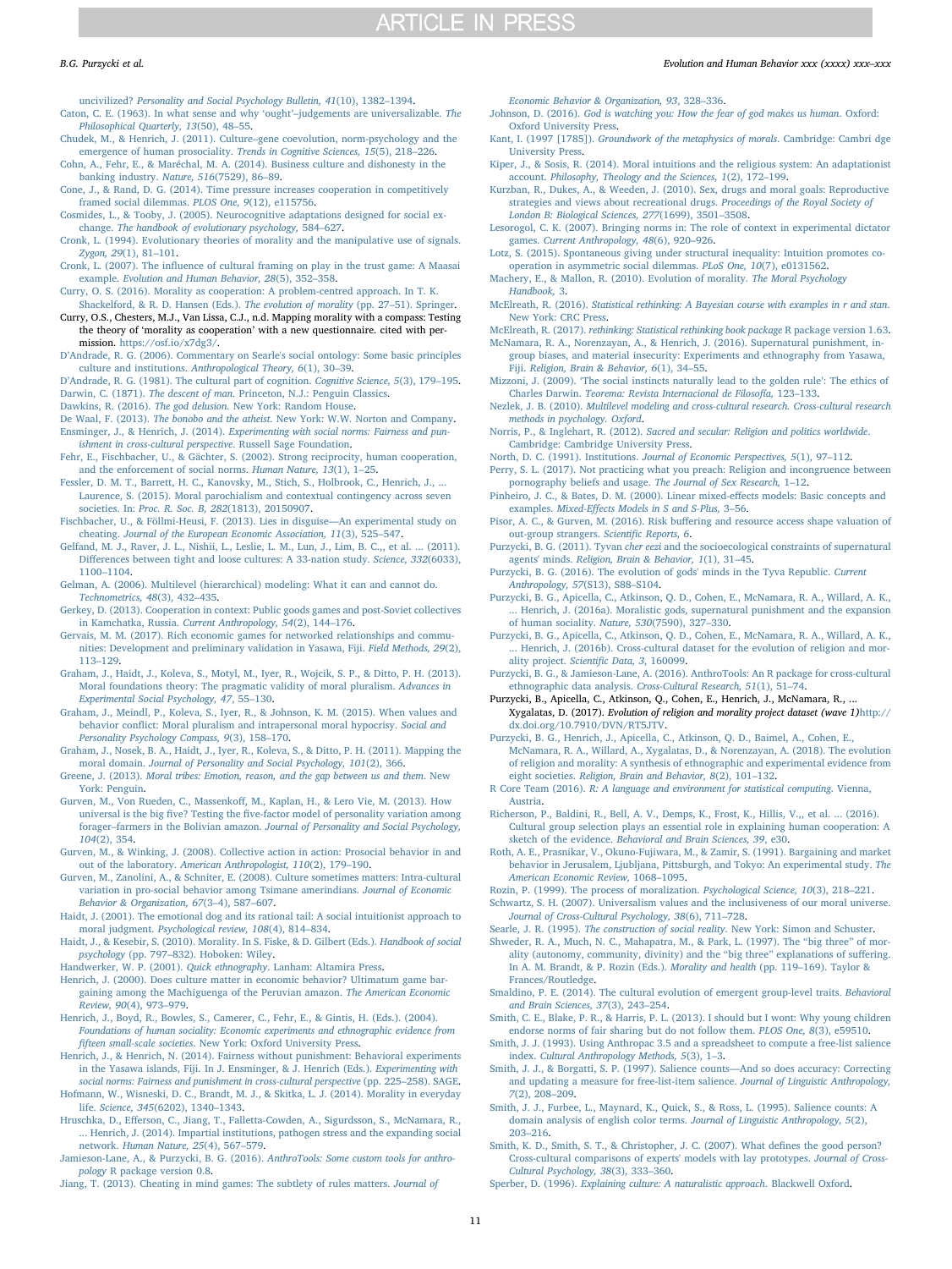uncivilized? *Personality and Social Psychology Bulletin, 41*(10), 1382–1394.

Caton, C. E. (1963). In what sense and why 'ought'–judgements are universalizable. *The Philosophical Quarterly, 13*(50), 48–55.

Chudek, M., & Henrich, J. (2011). Culture–gene coevolution, norm-psychology and the emergence of human prosociality. *Trends in Cognitive Sciences, 15*(5), 218–226.

Cohn, A., Fehr, E., & Maréchal, M. A. (2014). Business culture and dishonesty in the banking industry. *Nature, 516*(7529), 86–89.

Cone, J., & Rand, D. G. (2014). Time pressure increases cooperation in competitively framed social dilemmas. *PLOS One, 9*(12), e115756.

Cosmides, L., & Tooby, J. (2005). Neurocognitive adaptations designed for social exchange. *The handbook of evolutionary psychology,* 584–627.

Cronk, L. (1994). Evolutionary theories of morality and the manipulative use of signals. *Zygon, 29*(1), 81–101.

Cronk, L. (2007). The influence of cultural framing on play in the trust game: A Maasai example. *Evolution and Human Behavior, 28*(5), 352–358.

Curry, O. S. (2016). Morality as cooperation: A problem-centred approach. In T. K. Shackelford, & R. D. Hansen (Eds.). *The evolution of morality* (pp. 27–51). Springer.

Curry, O.S., Chesters, M.J., Van Lissa, C.J., n.d. Mapping morality with a compass: Testing the theory of 'morality as cooperation' with a new questionnaire. cited with permission. https://osf.io/x7dg3/.

D'Andrade, R. G. (2006). Commentary on Searle's social ontology: Some basic principles culture and institutions. *Anthropological Theory, 6*(1), 30–39.

D'Andrade, R. G. (1981). The cultural part of cognition. *Cognitive Science, 5*(3), 179–195.

Darwin, C. (1871). *The descent of man.* Princeton, N.J.: Penguin Classics.

Dawkins, R. (2016). *The god delusion.* New York: Random House.

De Waal, F. (2013). *The bonobo and the atheist.* New York: W.W. Norton and Company.

Ensminger, J., & Henrich, J. (2014). *Experimenting with social norms: Fairness and punishment in cross-cultural perspective.* Russell Sage Foundation.

Fehr, E., Fischbacher, U., & Gächter, S. (2002). Strong reciprocity, human cooperation, and the enforcement of social norms. *Human Nature, 13*(1), 1–25.

Fessler, D. M. T., Barrett, H. C., Kanovsky, M., Stich, S., Holbrook, C., Henrich, J., ... Laurence, S. (2015). Moral parochialism and contextual contingency across seven societies. In: *Proc. R. Soc. B, 282*(1813), 20150907.

Fischbacher, U., & Föllmi-Heusi, F. (2013). Lies in disguise—An experimental study on cheating. *Journal of the European Economic Association, 11*(3), 525–547.

Gelfand, M. J., Raver, J. L., Nishii, L., Leslie, L. M., Lun, J., Lim, B. C.,, et al. ... (2011). Differences between tight and loose cultures: A 33-nation study. *Science, 332*(6033), 1100–1104.

Gelman, A. (2006). Multilevel (hierarchical) modeling: What it can and cannot do. *Technometrics, 48*(3), 432–435.

Gerkey, D. (2013). Cooperation in context: Public goods games and post-Soviet collectives in Kamchatka, Russia. *Current Anthropology, 54*(2), 144–176.

Gervais, M. M. (2017). Rich economic games for networked relationships and communities: Development and preliminary validation in Yasawa, Fiji. *Field Methods, 29*(2), 113–129.

Graham, J., Haidt, J., Koleva, S., Motyl, M., Iyer, R., Wojcik, S. P., & Ditto, P. H. (2013). Moral foundations theory: The pragmatic validity of moral pluralism. *Advances in Experimental Social Psychology, 47*, 55–130.

Graham, J., Meindl, P., Koleva, S., Iyer, R., & Johnson, K. M. (2015). When values and behavior conflict: Moral pluralism and intrapersonal moral hypocrisy. *Social and Personality Psychology Compass, 9*(3), 158–170.

Graham, J., Nosek, B. A., Haidt, J., Iyer, R., Koleva, S., & Ditto, P. H. (2011). Mapping the moral domain. *Journal of Personality and Social Psychology, 101*(2), 366.

Greene, J. (2013). *Moral tribes: Emotion, reason, and the gap between us and them.* New York: Penguin.

Gurven, M., Von Rueden, C., Massenkoff, M., Kaplan, H., & Lero Vie, M. (2013). How universal is the big five? Testing the five-factor model of personality variation among forager–farmers in the Bolivian amazon. *Journal of Personality and Social Psychology, 104*(2), 354.

Gurven, M., & Winking, J. (2008). Collective action in action: Prosocial behavior in and out of the laboratory. *American Anthropologist, 110*(2), 179–190.

Gurven, M., Zanolini, A., & Schniter, E. (2008). Culture sometimes matters: Intra-cultural variation in pro-social behavior among Tsimane amerindians. *Journal of Economic Behavior & Organization, 67*(3–4), 587–607.

Haidt, J. (2001). The emotional dog and its rational tail: A social intuitionist approach to moral judgment. *Psychological review, 108*(4), 814–834.

Haidt, J., & Kesebir, S. (2010). Morality. In S. Fiske, & D. Gilbert (Eds.). *Handbook of social psychology* (pp. 797–832). Hoboken: Wiley.

Handwerker, W. P. (2001). *Quick ethnography.* Lanham: Altamira Press.

Henrich, J. (2000). Does culture matter in economic behavior? Ultimatum game bargaining among the Machiguenga of the Peruvian amazon. *The American Economic Review, 90*(4), 973–979.

Henrich, J., Boyd, R., Bowles, S., Camerer, C., Fehr, E., & Gintis, H. (Eds.). (2004). *Foundations of human sociality: Economic experiments and ethnographic evidence from fifteen small-scale societies.* New York: Oxford University Press.

Henrich, J., & Henrich, N. (2014). Fairness without punishment: Behavioral experiments in the Yasawa islands, Fiji. In J. Ensminger, & J. Henrich (Eds.). *Experimenting with social norms: Fairness and punishment in cross-cultural perspective* (pp. 225–258). SAGE.

Hofmann, W., Wisneski, D. C., Brandt, M. J., & Skitka, L. J. (2014). Morality in everyday life. *Science, 345*(6202), 1340–1343.

Hruschka, D., Efferson, C., Jiang, T., Falletta-Cowden, A., Sigurdsson, S., McNamara, R., ... Henrich, J. (2014). Impartial institutions, pathogen stress and the expanding social network. *Human Nature, 25*(4), 567–579.

Jamieson-Lane, A., & Purzycki, B. G. (2016). *AnthroTools: Some custom tools for anthropology* R package version 0.8.

Jiang, T. (2013). Cheating in mind games: The subtlety of rules matters. *Journal of Economic Behavior & Organization, 93*, 328–336.

Johnson, D. (2016). *God is watching you: How the fear of god makes us human.* Oxford: Oxford University Press.

Kant, I. (1997 [1785]). *Groundwork of the metaphysics of morals.* Cambridge: Cambri dge University Press.

Kiper, J., & Sosis, R. (2014). Moral intuitions and the religious system: An adaptationist account. *Philosophy, Theology and the Sciences, 1*(2), 172–199.

Kurzban, R., Dukes, A., & Weeden, J. (2010). Sex, drugs and moral goals: Reproductive strategies and views about recreational drugs. *Proceedings of the Royal Society of London B: Biological Sciences, 277*(1699), 3501–3508.

Lesorogol, C. K. (2007). Bringing norms in: The role of context in experimental dictator games. *Current Anthropology, 48*(6), 920–926.

Lotz, S. (2015). Spontaneous giving under structural inequality: Intuition promotes cooperation in asymmetric social dilemmas. *PLoS One, 10*(7), e0131562.

Machery, E., & Mallon, R. (2010). Evolution of morality. *The Moral Psychology Handbook,* 3.

McElreath, R. (2016). *Statistical rethinking: A Bayesian course with examples in r and stan.* New York: CRC Press.

McElreath, R. (2017). *rethinking: Statistical rethinking book package* R package version 1.63.

McNamara, R. A., Norenzayan, A., & Henrich, J. (2016). Supernatural punishment, ingroup biases, and material insecurity: Experiments and ethnography from Yasawa, Fiji. *Religion, Brain & Behavior, 6*(1), 34–55.

Mizzoni, J. (2009). 'The social instincts naturally lead to the golden rule': The ethics of Charles Darwin. *Teorema: Revista Internacional de Filosofía,* 123–133.

Nezlek, J. B. (2010). *Multilevel modeling and cross-cultural research. Cross-cultural research methods in psychology. Oxford.*

Norris, P., & Inglehart, R. (2012). *Sacred and secular: Religion and politics worldwide.* Cambridge: Cambridge University Press.

North, D. C. (1991). Institutions. *Journal of Economic Perspectives, 5*(1), 97–112.

Perry, S. L. (2017). Not practicing what you preach: Religion and incongruence between pornography beliefs and usage. *The Journal of Sex Research,* 1–12.

Pinheiro, J. C., & Bates, D. M. (2000). Linear mixed-effects models: Basic concepts and examples. *Mixed-Effects Models in S and S-Plus,* 3–56.

Pisor, A. C., & Gurven, M. (2016). Risk buffering and resource access shape valuation of out-group strangers. *Scientific Reports, 6*.

Purzycki, B. G. (2011). Tyvan *cher eezi* and the socioecological constraints of supernatural agents' minds. *Religion, Brain & Behavior, 1*(1), 31–45.

Purzycki, B. G. (2016). The evolution of gods' minds in the Tyva Republic. *Current Anthropology, 57*(S13), S88–S104.

Purzycki, B. G., Apicella, C., Atkinson, Q. D., Cohen, E., McNamara, R. A., Willard, A. K., ... Henrich, J. (2016a). Moralistic gods, supernatural punishment and the expansion of human sociality. *Nature, 530*(7590), 327–330.

Purzycki, B. G., Apicella, C., Atkinson, Q. D., Cohen, E., McNamara, R. A., Willard, A. K., ... Henrich, J. (2016b). Cross-cultural dataset for the evolution of religion and morality project. *Scientific Data, 3*, 160099.

Purzycki, B. G., & Jamieson-Lane, A. (2016). AnthroTools: An R package for cross-cultural ethnographic data analysis. *Cross-Cultural Research, 51*(1), 51–74.

Purzycki, B., Apicella, C., Atkinson, Q., Cohen, E., Henrich, J., McNamara, R., ... Xygalatas, D. (2017). *Evolution of religion and morality project dataset (wave 1)*http://dx.doi.org/10.7910/DVN/RT5JTV.

Purzycki, B. G., Henrich, J., Apicella, C., Atkinson, Q. D., Baimel, A., Cohen, E., McNamara, R. A., Willard, A. K., Xygalatas, D., & Norenzayan, A. (2018). The evolution of religion and morality: A synthesis of ethnographic and experimental evidence from eight societies. *Religion, Brain and Behavior, 8*(2), 101–132.

R Core Team (2016). *R: A language and environment for statistical computing.* Vienna, Austria.

Richerson, P., Baldini, R., Bell, A. V., Demps, K., Frost, K., Hillis, V.,, et al. ... (2016). Cultural group selection plays an essential role in explaining human cooperation: A sketch of the evidence. *Behavioral and Brain Sciences, 39*, e30.

Roth, A. E., Prasnikar, V., Okuno-Fujiwara, M., & Zamir, S. (1991). Bargaining and market behavior in Jerusalem, Ljubljana, Pittsburgh, and Tokyo: An experimental study. *The American Economic Review,* 1068–1095.

Rozin, P. (1999). The process of moralization. *Psychological Science, 10*(3), 218–221.

Schwartz, S. H. (2007). Universalism values and the inclusiveness of our moral universe. *Journal of Cross-Cultural Psychology, 38*(6), 711–728.

Searle, J. R. (1995). *The construction of social reality.* New York: Simon and Schuster.

Shweder, R. A., Much, N. C., Mahapatra, M., & Park, L. (1997). The "big three" of morality (autonomy, community, divinity) and the "big three" explanations of suffering. In A. M. Brandt, & P. Rozin (Eds.). *Morality and health* (pp. 119–169). Taylor & Frances/Routledge.

Smaldino, P. E. (2014). The cultural evolution of emergent group-level traits. *Behavioral and Brain Sciences, 37*(3), 243–254.

Smith, C. E., Blake, P. R., & Harris, P. L. (2013). I should but I wont: Why young children endorse norms of fair sharing but do not follow them. *PLOS One, 8*(3), e59510.

Smith, J. J. (1993). Using Anthropac 3.5 and a spreadsheet to compute a free-list salience index. *Cultural Anthropology Methods, 5*(3), 1–3.

Smith, J. J., & Borgatti, S. P. (1997). Salience counts—And so does accuracy: Correcting and updating a measure for free-list-item salience. *Journal of Linguistic Anthropology, 7*(2), 208–209.

Smith, J. J., Furbee, L., Maynard, K., Quick, S., & Ross, L. (1995). Salience counts: A domain analysis of english color terms. *Journal of Linguistic Anthropology, 5*(2), 203–216.

Smith, K. D., Smith, S. T., & Christopher, J. C. (2007). What defines the good person? Cross-cultural comparisons of experts' models with lay prototypes. *Journal of Cross-Cultural Psychology, 38*(3), 333–360.

Sperber, D. (1996). *Explaining culture: A naturalistic approach.* Blackwell Oxford.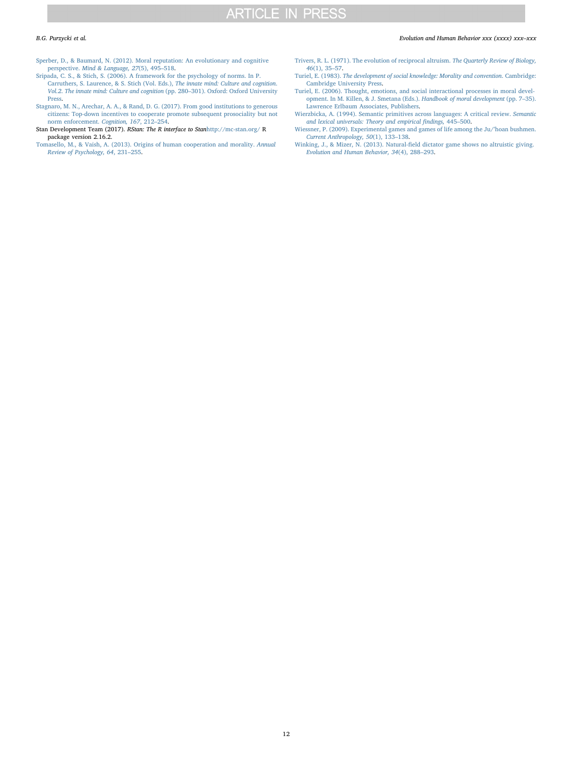Sperber, D., & Baumard, N. (2012). Moral reputation: An evolutionary and cognitive perspective. *Mind & Language, 27*(5), 495–518.

Sripada, C. S., & Stich, S. (2006). A framework for the psychology of norms. In P. Carruthers, S. Laurence, & S. Stich (Vol. Eds.), *The innate mind: Culture and cognition. Vol.2. The innate mind: Culture and cognition* (pp. 280–301). Oxford: Oxford University Press.

Stagnaro, M. N., Arechar, A. A., & Rand, D. G. (2017). From good institutions to generous citizens: Top-down incentives to cooperate promote subsequent prosociality but not norm enforcement. *Cognition, 167*, 212–254.

Stan Development Team (2017). *RStan: The R interface to Stan*http://mc-stan.org/ R package version 2.16.2.

Tomasello, M., & Vaish, A. (2013). Origins of human cooperation and morality. *Annual Review of Psychology, 64*, 231–255.

Trivers, R. L. (1971). The evolution of reciprocal altruism. *The Quarterly Review of Biology, 46*(1), 35–57.

Turiel, E. (1983). *The development of social knowledge: Morality and convention*. Cambridge: Cambridge University Press.

Turiel, E. (2006). Thought, emotions, and social interactional processes in moral development. In M. Killen, & J. Smetana (Eds.). *Handbook of moral development* (pp. 7–35). Lawrence Erlbaum Associates, Publishers.

Wierzbicka, A. (1994). Semantic primitives across languages: A critical review. *Semantic and lexical universals: Theory and empirical findings,* 445–500.

Wiessner, P. (2009). Experimental games and games of life among the Ju/'hoan bushmen. *Current Anthropology, 50*(1), 133–138.

Winking, J., & Mizer, N. (2013). Natural-field dictator game shows no altruistic giving. *Evolution and Human Behavior, 34*(4), 288–293.